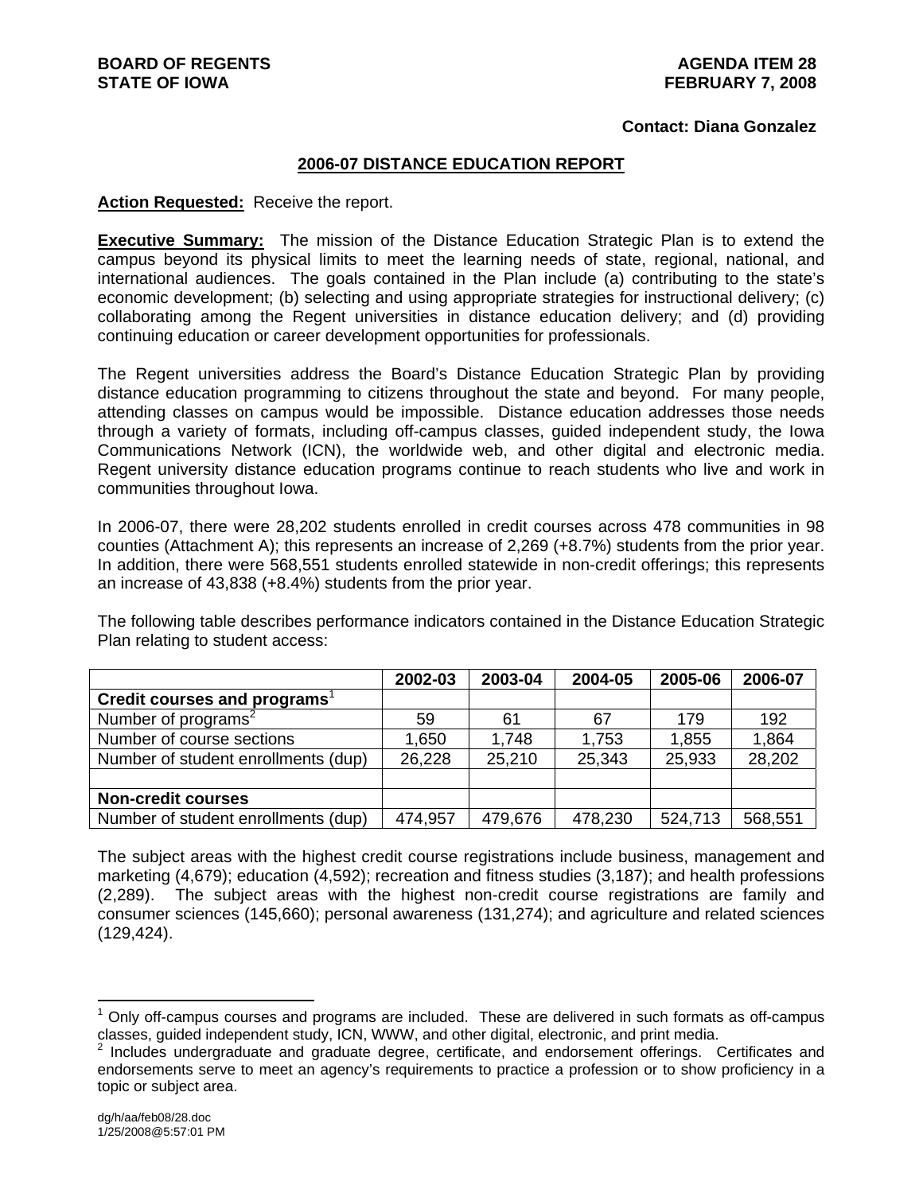**BOARD OF REGENTS**
**STATE OF IOWA**

**AGENDA ITEM 28**
**FEBRUARY 7, 2008**

**Contact: Diana Gonzalez**

## 2006-07 DISTANCE EDUCATION REPORT

**Action Requested:** Receive the report.

**Executive Summary:** The mission of the Distance Education Strategic Plan is to extend the campus beyond its physical limits to meet the learning needs of state, regional, national, and international audiences. The goals contained in the Plan include (a) contributing to the state's economic development; (b) selecting and using appropriate strategies for instructional delivery; (c) collaborating among the Regent universities in distance education delivery; and (d) providing continuing education or career development opportunities for professionals.

The Regent universities address the Board's Distance Education Strategic Plan by providing distance education programming to citizens throughout the state and beyond. For many people, attending classes on campus would be impossible. Distance education addresses those needs through a variety of formats, including off-campus classes, guided independent study, the Iowa Communications Network (ICN), the worldwide web, and other digital and electronic media. Regent university distance education programs continue to reach students who live and work in communities throughout Iowa.

In 2006-07, there were 28,202 students enrolled in credit courses across 478 communities in 98 counties (Attachment A); this represents an increase of 2,269 (+8.7%) students from the prior year. In addition, there were 568,551 students enrolled statewide in non-credit offerings; this represents an increase of 43,838 (+8.4%) students from the prior year.

The following table describes performance indicators contained in the Distance Education Strategic Plan relating to student access:

| | 2002-03 | 2003-04 | 2004-05 | 2005-06 | 2006-07 |
|---|---|---|---|---|---|
| **Credit courses and programs**[1] | | | | | |
| Number of programs[2] | 59 | 61 | 67 | 179 | 192 |
| Number of course sections | 1,650 | 1,748 | 1,753 | 1,855 | 1,864 |
| Number of student enrollments (dup) | 26,228 | 25,210 | 25,343 | 25,933 | 28,202 |
| | | | | | |
| **Non-credit courses** | | | | | |
| Number of student enrollments (dup) | 474,957 | 479,676 | 478,230 | 524,713 | 568,551 |

The subject areas with the highest credit course registrations include business, management and marketing (4,679); education (4,592); recreation and fitness studies (3,187); and health professions (2,289). The subject areas with the highest non-credit course registrations are family and consumer sciences (145,660); personal awareness (131,274); and agriculture and related sciences (129,424).

---

[1] Only off-campus courses and programs are included. These are delivered in such formats as off-campus classes, guided independent study, ICN, WWW, and other digital, electronic, and print media.

[2] Includes undergraduate and graduate degree, certificate, and endorsement offerings. Certificates and endorsements serve to meet an agency's requirements to practice a profession or to show proficiency in a topic or subject area.

dg/h/aa/feb08/28.doc
1/25/2008@5:57:01 PM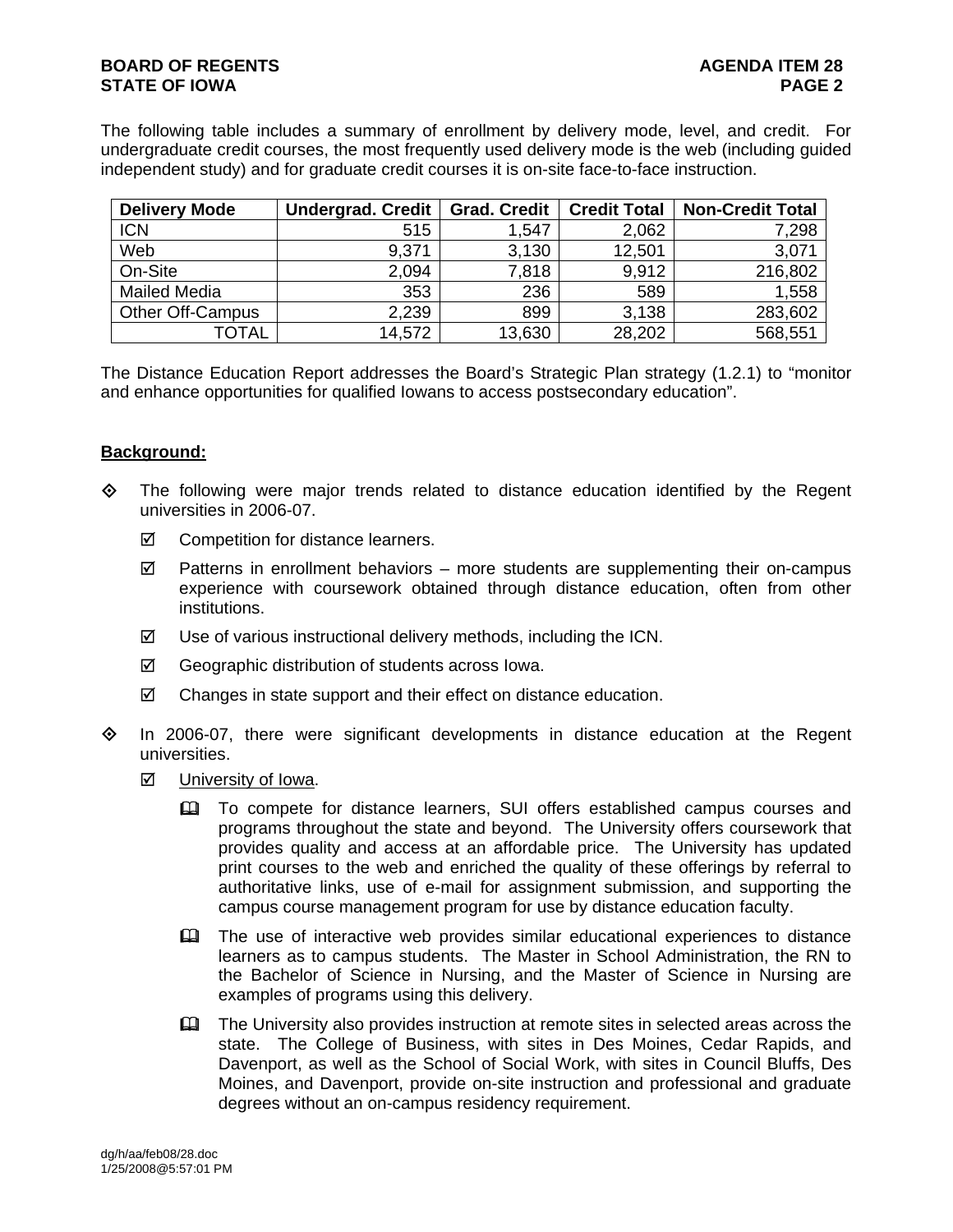The following table includes a summary of enrollment by delivery mode, level, and credit. For undergraduate credit courses, the most frequently used delivery mode is the web (including guided independent study) and for graduate credit courses it is on-site face-to-face instruction.

| Delivery Mode | Undergrad. Credit | Grad. Credit | Credit Total | Non-Credit Total |
|---|---:|---:|---:|---:|
| ICN | 515 | 1,547 | 2,062 | 7,298 |
| Web | 9,371 | 3,130 | 12,501 | 3,071 |
| On-Site | 2,094 | 7,818 | 9,912 | 216,802 |
| Mailed Media | 353 | 236 | 589 | 1,558 |
| Other Off-Campus | 2,239 | 899 | 3,138 | 283,602 |
| TOTAL | 14,572 | 13,630 | 28,202 | 568,551 |

The Distance Education Report addresses the Board's Strategic Plan strategy (1.2.1) to "monitor and enhance opportunities for qualified Iowans to access postsecondary education".

**Background:**

- The following were major trends related to distance education identified by the Regent universities in 2006-07.
  - Competition for distance learners.
  - Patterns in enrollment behaviors – more students are supplementing their on-campus experience with coursework obtained through distance education, often from other institutions.
  - Use of various instructional delivery methods, including the ICN.
  - Geographic distribution of students across Iowa.
  - Changes in state support and their effect on distance education.
- In 2006-07, there were significant developments in distance education at the Regent universities.
  - University of Iowa.
    - To compete for distance learners, SUI offers established campus courses and programs throughout the state and beyond. The University offers coursework that provides quality and access at an affordable price. The University has updated print courses to the web and enriched the quality of these offerings by referral to authoritative links, use of e-mail for assignment submission, and supporting the campus course management program for use by distance education faculty.
    - The use of interactive web provides similar educational experiences to distance learners as to campus students. The Master in School Administration, the RN to the Bachelor of Science in Nursing, and the Master of Science in Nursing are examples of programs using this delivery.
    - The University also provides instruction at remote sites in selected areas across the state. The College of Business, with sites in Des Moines, Cedar Rapids, and Davenport, as well as the School of Social Work, with sites in Council Bluffs, Des Moines, and Davenport, provide on-site instruction and professional and graduate degrees without an on-campus residency requirement.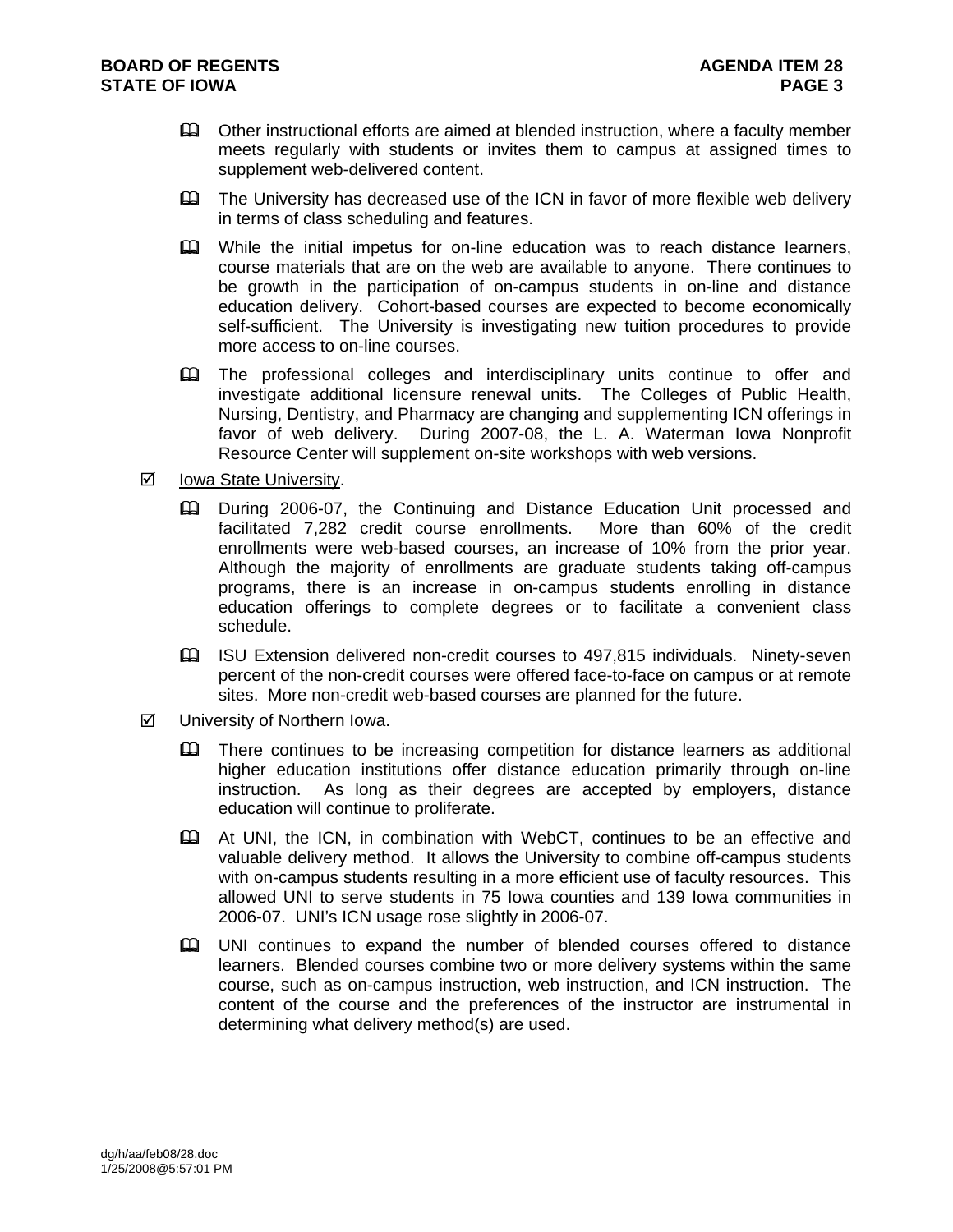- Other instructional efforts are aimed at blended instruction, where a faculty member meets regularly with students or invites them to campus at assigned times to supplement web-delivered content.

- The University has decreased use of the ICN in favor of more flexible web delivery in terms of class scheduling and features.

- While the initial impetus for on-line education was to reach distance learners, course materials that are on the web are available to anyone. There continues to be growth in the participation of on-campus students in on-line and distance education delivery. Cohort-based courses are expected to become economically self-sufficient. The University is investigating new tuition procedures to provide more access to on-line courses.

- The professional colleges and interdisciplinary units continue to offer and investigate additional licensure renewal units. The Colleges of Public Health, Nursing, Dentistry, and Pharmacy are changing and supplementing ICN offerings in favor of web delivery. During 2007-08, the L. A. Waterman Iowa Nonprofit Resource Center will supplement on-site workshops with web versions.

☑ Iowa State University.

- During 2006-07, the Continuing and Distance Education Unit processed and facilitated 7,282 credit course enrollments. More than 60% of the credit enrollments were web-based courses, an increase of 10% from the prior year. Although the majority of enrollments are graduate students taking off-campus programs, there is an increase in on-campus students enrolling in distance education offerings to complete degrees or to facilitate a convenient class schedule.

- ISU Extension delivered non-credit courses to 497,815 individuals. Ninety-seven percent of the non-credit courses were offered face-to-face on campus or at remote sites. More non-credit web-based courses are planned for the future.

☑ University of Northern Iowa.

- There continues to be increasing competition for distance learners as additional higher education institutions offer distance education primarily through on-line instruction. As long as their degrees are accepted by employers, distance education will continue to proliferate.

- At UNI, the ICN, in combination with WebCT, continues to be an effective and valuable delivery method. It allows the University to combine off-campus students with on-campus students resulting in a more efficient use of faculty resources. This allowed UNI to serve students in 75 Iowa counties and 139 Iowa communities in 2006-07. UNI's ICN usage rose slightly in 2006-07.

- UNI continues to expand the number of blended courses offered to distance learners. Blended courses combine two or more delivery systems within the same course, such as on-campus instruction, web instruction, and ICN instruction. The content of the course and the preferences of the instructor are instrumental in determining what delivery method(s) are used.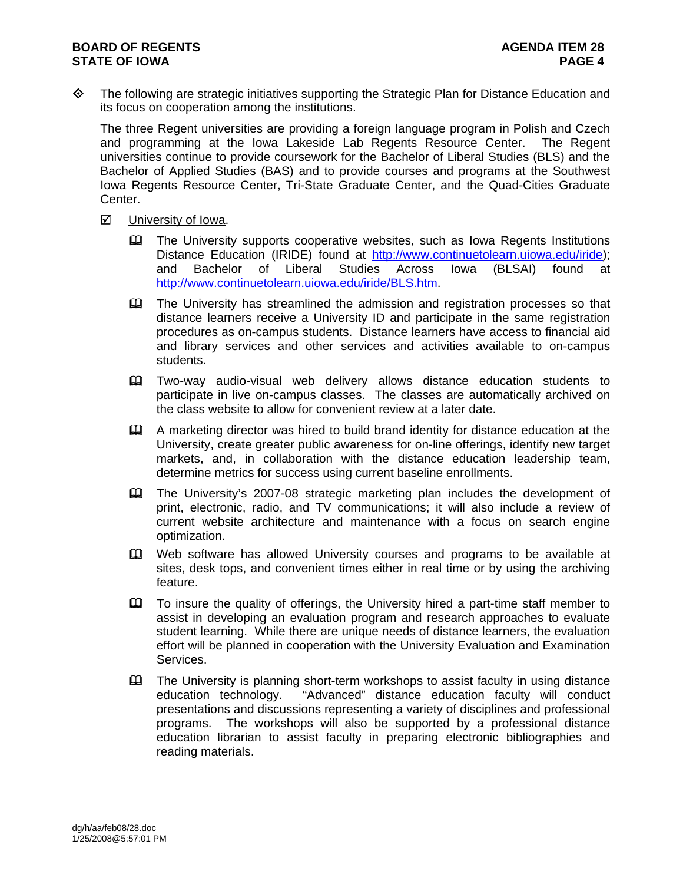- The following are strategic initiatives supporting the Strategic Plan for Distance Education and its focus on cooperation among the institutions.

  The three Regent universities are providing a foreign language program in Polish and Czech and programming at the Iowa Lakeside Lab Regents Resource Center. The Regent universities continue to provide coursework for the Bachelor of Liberal Studies (BLS) and the Bachelor of Applied Studies (BAS) and to provide courses and programs at the Southwest Iowa Regents Resource Center, Tri-State Graduate Center, and the Quad-Cities Graduate Center.

  - University of Iowa.

    - The University supports cooperative websites, such as Iowa Regents Institutions Distance Education (IRIDE) found at http://www.continuetolearn.uiowa.edu/iride); and Bachelor of Liberal Studies Across Iowa (BLSAI) found at http://www.continuetolearn.uiowa.edu/iride/BLS.htm.

    - The University has streamlined the admission and registration processes so that distance learners receive a University ID and participate in the same registration procedures as on-campus students. Distance learners have access to financial aid and library services and other services and activities available to on-campus students.

    - Two-way audio-visual web delivery allows distance education students to participate in live on-campus classes. The classes are automatically archived on the class website to allow for convenient review at a later date.

    - A marketing director was hired to build brand identity for distance education at the University, create greater public awareness for on-line offerings, identify new target markets, and, in collaboration with the distance education leadership team, determine metrics for success using current baseline enrollments.

    - The University's 2007-08 strategic marketing plan includes the development of print, electronic, radio, and TV communications; it will also include a review of current website architecture and maintenance with a focus on search engine optimization.

    - Web software has allowed University courses and programs to be available at sites, desk tops, and convenient times either in real time or by using the archiving feature.

    - To insure the quality of offerings, the University hired a part-time staff member to assist in developing an evaluation program and research approaches to evaluate student learning. While there are unique needs of distance learners, the evaluation effort will be planned in cooperation with the University Evaluation and Examination Services.

    - The University is planning short-term workshops to assist faculty in using distance education technology. "Advanced" distance education faculty will conduct presentations and discussions representing a variety of disciplines and professional programs. The workshops will also be supported by a professional distance education librarian to assist faculty in preparing electronic bibliographies and reading materials.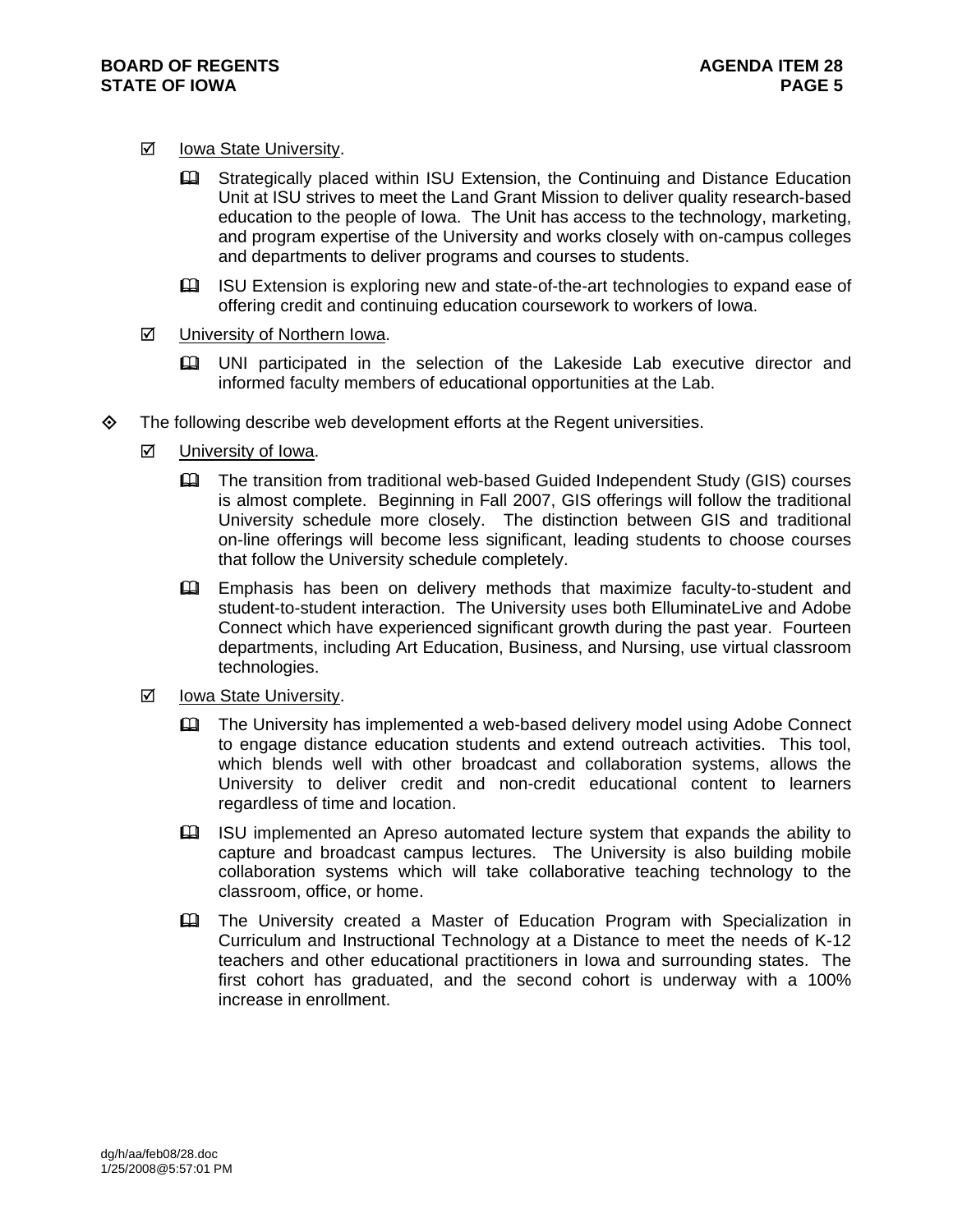- ☑ Iowa State University.

  - 🕮 Strategically placed within ISU Extension, the Continuing and Distance Education Unit at ISU strives to meet the Land Grant Mission to deliver quality research-based education to the people of Iowa. The Unit has access to the technology, marketing, and program expertise of the University and works closely with on-campus colleges and departments to deliver programs and courses to students.

  - 🕮 ISU Extension is exploring new and state-of-the-art technologies to expand ease of offering credit and continuing education coursework to workers of Iowa.

- ☑ University of Northern Iowa.

  - 🕮 UNI participated in the selection of the Lakeside Lab executive director and informed faculty members of educational opportunities at the Lab.

◇ The following describe web development efforts at the Regent universities.

- ☑ University of Iowa.

  - 🕮 The transition from traditional web-based Guided Independent Study (GIS) courses is almost complete. Beginning in Fall 2007, GIS offerings will follow the traditional University schedule more closely. The distinction between GIS and traditional on-line offerings will become less significant, leading students to choose courses that follow the University schedule completely.

  - 🕮 Emphasis has been on delivery methods that maximize faculty-to-student and student-to-student interaction. The University uses both ElluminateLive and Adobe Connect which have experienced significant growth during the past year. Fourteen departments, including Art Education, Business, and Nursing, use virtual classroom technologies.

- ☑ Iowa State University.

  - 🕮 The University has implemented a web-based delivery model using Adobe Connect to engage distance education students and extend outreach activities. This tool, which blends well with other broadcast and collaboration systems, allows the University to deliver credit and non-credit educational content to learners regardless of time and location.

  - 🕮 ISU implemented an Apreso automated lecture system that expands the ability to capture and broadcast campus lectures. The University is also building mobile collaboration systems which will take collaborative teaching technology to the classroom, office, or home.

  - 🕮 The University created a Master of Education Program with Specialization in Curriculum and Instructional Technology at a Distance to meet the needs of K-12 teachers and other educational practitioners in Iowa and surrounding states. The first cohort has graduated, and the second cohort is underway with a 100% increase in enrollment.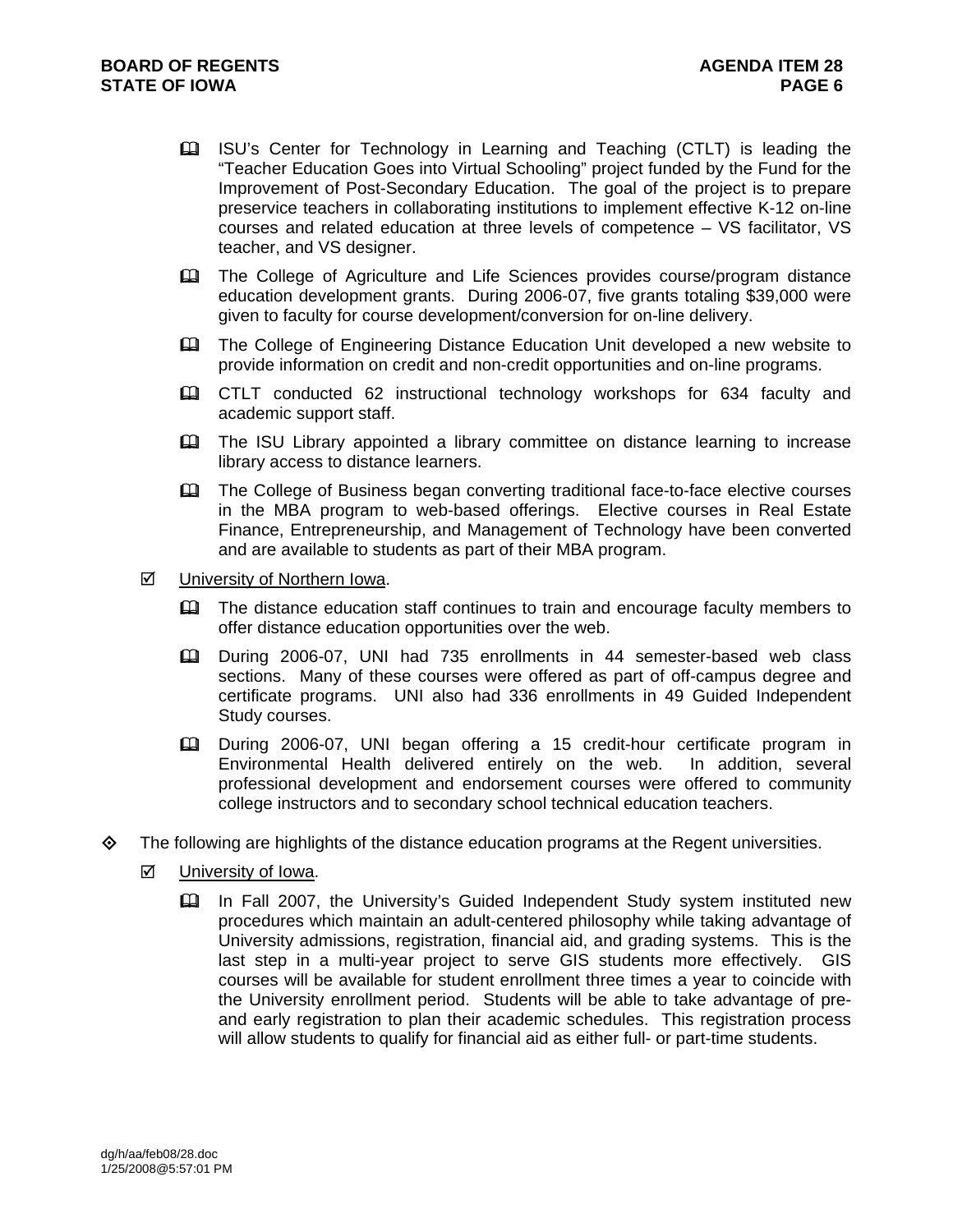- ISU's Center for Technology in Learning and Teaching (CTLT) is leading the "Teacher Education Goes into Virtual Schooling" project funded by the Fund for the Improvement of Post-Secondary Education. The goal of the project is to prepare preservice teachers in collaborating institutions to implement effective K-12 on-line courses and related education at three levels of competence – VS facilitator, VS teacher, and VS designer.
- The College of Agriculture and Life Sciences provides course/program distance education development grants. During 2006-07, five grants totaling $39,000 were given to faculty for course development/conversion for on-line delivery.
- The College of Engineering Distance Education Unit developed a new website to provide information on credit and non-credit opportunities and on-line programs.
- CTLT conducted 62 instructional technology workshops for 634 faculty and academic support staff.
- The ISU Library appointed a library committee on distance learning to increase library access to distance learners.
- The College of Business began converting traditional face-to-face elective courses in the MBA program to web-based offerings. Elective courses in Real Estate Finance, Entrepreneurship, and Management of Technology have been converted and are available to students as part of their MBA program.

☑ University of Northern Iowa.

- The distance education staff continues to train and encourage faculty members to offer distance education opportunities over the web.
- During 2006-07, UNI had 735 enrollments in 44 semester-based web class sections. Many of these courses were offered as part of off-campus degree and certificate programs. UNI also had 336 enrollments in 49 Guided Independent Study courses.
- During 2006-07, UNI began offering a 15 credit-hour certificate program in Environmental Health delivered entirely on the web. In addition, several professional development and endorsement courses were offered to community college instructors and to secondary school technical education teachers.

◈ The following are highlights of the distance education programs at the Regent universities.

☑ University of Iowa.

- In Fall 2007, the University's Guided Independent Study system instituted new procedures which maintain an adult-centered philosophy while taking advantage of University admissions, registration, financial aid, and grading systems. This is the last step in a multi-year project to serve GIS students more effectively. GIS courses will be available for student enrollment three times a year to coincide with the University enrollment period. Students will be able to take advantage of pre- and early registration to plan their academic schedules. This registration process will allow students to qualify for financial aid as either full- or part-time students.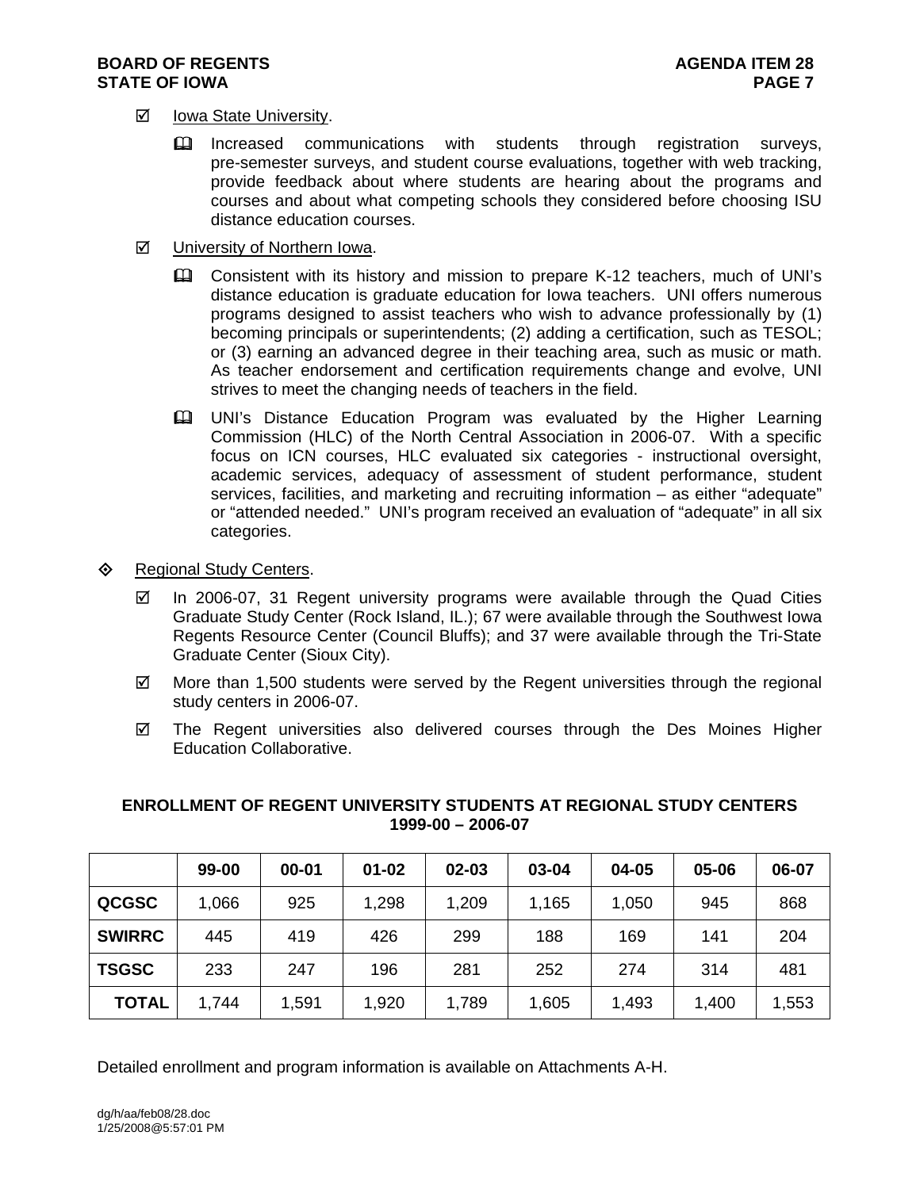- ☑ Iowa State University.

  - 🕮 Increased communications with students through registration surveys, pre-semester surveys, and student course evaluations, together with web tracking, provide feedback about where students are hearing about the programs and courses and about what competing schools they considered before choosing ISU distance education courses.

- ☑ University of Northern Iowa.

  - 🕮 Consistent with its history and mission to prepare K-12 teachers, much of UNI's distance education is graduate education for Iowa teachers. UNI offers numerous programs designed to assist teachers who wish to advance professionally by (1) becoming principals or superintendents; (2) adding a certification, such as TESOL; or (3) earning an advanced degree in their teaching area, such as music or math. As teacher endorsement and certification requirements change and evolve, UNI strives to meet the changing needs of teachers in the field.

  - 🕮 UNI's Distance Education Program was evaluated by the Higher Learning Commission (HLC) of the North Central Association in 2006-07. With a specific focus on ICN courses, HLC evaluated six categories - instructional oversight, academic services, adequacy of assessment of student performance, student services, facilities, and marketing and recruiting information – as either "adequate" or "attended needed." UNI's program received an evaluation of "adequate" in all six categories.

◈ Regional Study Centers.

- ☑ In 2006-07, 31 Regent university programs were available through the Quad Cities Graduate Study Center (Rock Island, IL.); 67 were available through the Southwest Iowa Regents Resource Center (Council Bluffs); and 37 were available through the Tri-State Graduate Center (Sioux City).

- ☑ More than 1,500 students were served by the Regent universities through the regional study centers in 2006-07.

- ☑ The Regent universities also delivered courses through the Des Moines Higher Education Collaborative.

**ENROLLMENT OF REGENT UNIVERSITY STUDENTS AT REGIONAL STUDY CENTERS 1999-00 – 2006-07**

| | 99-00 | 00-01 | 01-02 | 02-03 | 03-04 | 04-05 | 05-06 | 06-07 |
|---|---|---|---|---|---|---|---|---|
| **QCGSC** | 1,066 | 925 | 1,298 | 1,209 | 1,165 | 1,050 | 945 | 868 |
| **SWIRRC** | 445 | 419 | 426 | 299 | 188 | 169 | 141 | 204 |
| **TSGSC** | 233 | 247 | 196 | 281 | 252 | 274 | 314 | 481 |
| **TOTAL** | 1,744 | 1,591 | 1,920 | 1,789 | 1,605 | 1,493 | 1,400 | 1,553 |

Detailed enrollment and program information is available on Attachments A-H.

dg/h/aa/feb08/28.doc
1/25/2008@5:57:01 PM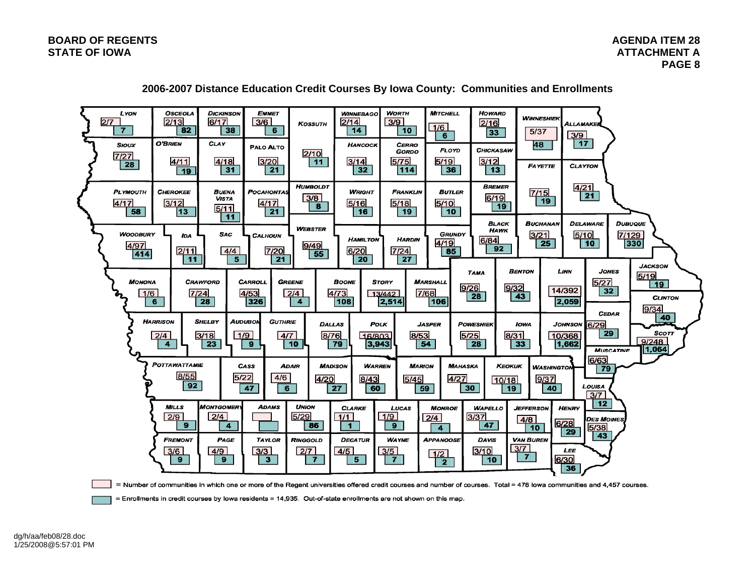## 2006-2007 Distance Education Credit Courses By Iowa County: Communities and Enrollments

| County | Communities/Courses | Enrollments |
| --- | --- | --- |
| Lyon | 2/7 | 7 |
| Osceola | 2/13 | 82 |
| Dickinson | 6/17 | 38 |
| Emmet | 3/6 | 6 |
| Kossuth | 2/10 | 11 |
| Winnebago | 2/14 | 14 |
| Worth | 3/9 | 10 |
| Mitchell | 1/6 | 6 |
| Howard | 2/16 | 33 |
| Winneshiek | 5/37 | 48 |
| Allamakee | 3/9 | 17 |
| Sioux | 7/27 | 28 |
| O'Brien | 4/11 | 19 |
| Clay | 4/18 | 31 |
| Palo Alto | 3/20 | 21 |
| Hancock | 3/14 | 32 |
| Cerro Gordo | 5/75 | 114 |
| Floyd | 5/19 | 36 |
| Chickasaw | 3/12 | 13 |
| Fayette | 7/15 | 19 |
| Clayton | 4/21 | 21 |
| Plymouth | 4/17 | 58 |
| Cherokee | 3/12 | 13 |
| Buena Vista | 5/11 | 11 |
| Pocahontas | 4/17 | 21 |
| Humboldt | 3/8 | 8 |
| Wright | 5/16 | 16 |
| Franklin | 5/18 | 19 |
| Butler | 5/10 | 10 |
| Bremer | 6/19 | 19 |
| Black Hawk | 6/84 | 92 |
| Buchanan | 3/21 | 25 |
| Delaware | 5/10 | 10 |
| Dubuque | 7/129 | 330 |
| Woodbury | 4/97 | 414 |
| Ida | 2/11 | 11 |
| Sac | 4/4 | 5 |
| Calhoun | 7/20 | 21 |
| Webster | 9/49 | 55 |
| Hamilton | 6/20 | 20 |
| Hardin | 7/24 | 27 |
| Grundy | 4/19 | 85 |
| Tama | 9/26 | 28 |
| Benton | 9/32 | 43 |
| Linn | 14/392 | 2,059 |
| Jones | 5/27 | 32 |
| Jackson | 5/19 | 19 |
| Monona | 1/6 | 6 |
| Crawford | 7/24 | 28 |
| Carroll | 4/53 | 326 |
| Greene | 2/4 | 4 |
| Boone | 4/73 | 108 |
| Story | 13/442 | 2,514 |
| Marshall | 7/68 | 106 |
| Clinton | 9/34 | 40 |
| Cedar | 6/29 | 29 |
| Harrison | 2/4 | 4 |
| Shelby | 3/18 | 23 |
| Audubon | 1/9 | 9 |
| Guthrie | 4/7 | 10 |
| Dallas | 8/76 | 79 |
| Polk | 16/803 | 3,943 |
| Jasper | 8/53 | 54 |
| Poweshiek | 5/25 | 28 |
| Iowa | 8/31 | 33 |
| Johnson | 10/368 | 1,662 |
| Scott | 9/248 | 1,064 |
| Muscatine | 6/63 | 79 |
| Pottawattamie | 8/55 | 92 |
| Cass | 5/22 | 47 |
| Adair | 4/6 | 6 |
| Madison | 4/20 | 27 |
| Warren | 8/43 | 60 |
| Marion | 5/45 | 59 |
| Mahaska | 4/27 | 30 |
| Keokuk | 10/18 | 19 |
| Washington | 9/37 | 40 |
| Louisa | 3/7 | 12 |
| Mills | 2/9 | 9 |
| Montgomery | 2/4 | 4 |
| Adams | | |
| Union | 5/29 | 86 |
| Clarke | 1/1 | 1 |
| Lucas | 1/9 | 9 |
| Monroe | 2/4 | 4 |
| Wapello | 3/37 | 47 |
| Jefferson | 4/8 | 10 |
| Henry | 6/28 | 29 |
| Des Moines | 5/38 | 43 |
| Fremont | 3/6 | 9 |
| Page | 4/9 | 9 |
| Taylor | 3/3 | 3 |
| Ringgold | 2/7 | 7 |
| Decatur | 4/5 | 5 |
| Wayne | 3/5 | 7 |
| Appanoose | 1/2 | 2 |
| Davis | 3/10 | 10 |
| Van Buren | 3/7 | 7 |
| Lee | 6/30 | 36 |

(pink box) = Number of communities in which one or more of the Regent universities offered credit courses and number of courses. Total = 478 Iowa communities and 4,457 courses.

(blue box) = Enrollments in credit courses by Iowa residents = 14,935. Out-of-state enrollments are not shown on this map.

dg/h/aa/feb08/28.doc
1/25/2008@5:57:01 PM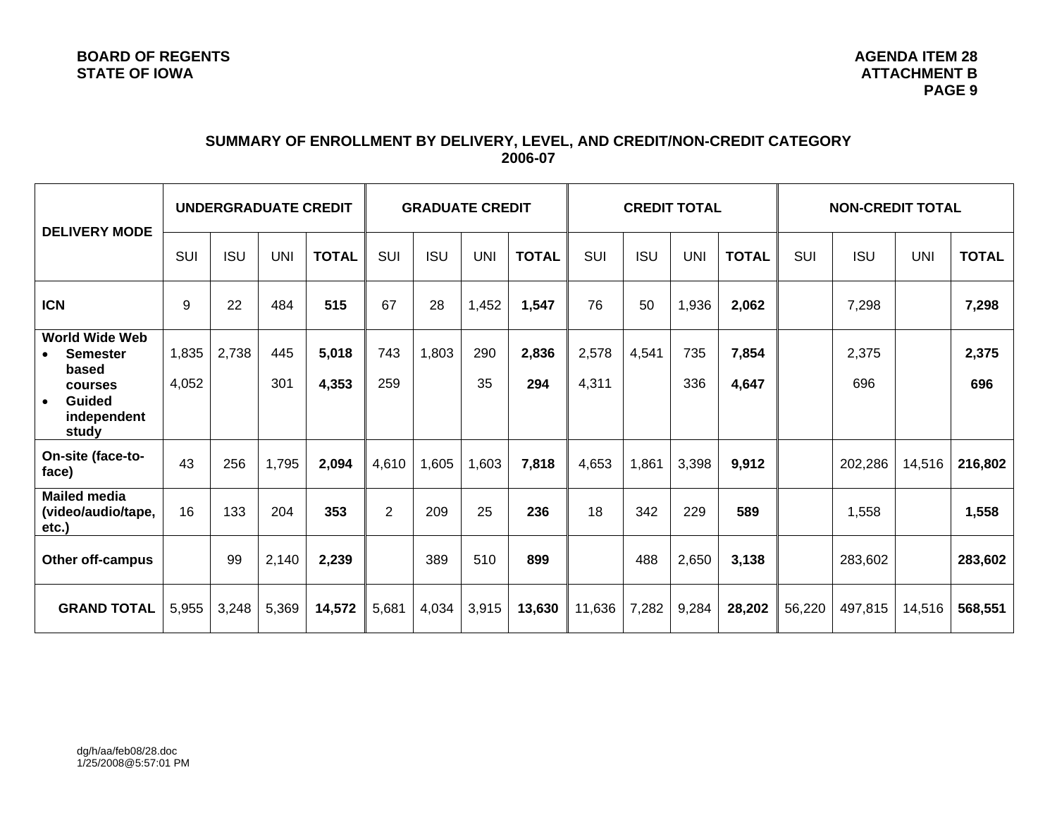**BOARD OF REGENTS**
**STATE OF IOWA**

**AGENDA ITEM 28**
**ATTACHMENT B**
**PAGE 9**

## SUMMARY OF ENROLLMENT BY DELIVERY, LEVEL, AND CREDIT/NON-CREDIT CATEGORY 2006-07

| DELIVERY MODE | UNDERGRADUATE CREDIT | | | | GRADUATE CREDIT | | | | CREDIT TOTAL | | | | NON-CREDIT TOTAL | | | |
|---|---|---|---|---|---|---|---|---|---|---|---|---|---|---|---|---|
| | SUI | ISU | UNI | **TOTAL** | SUI | ISU | UNI | **TOTAL** | SUI | ISU | UNI | **TOTAL** | SUI | ISU | UNI | **TOTAL** |
| **ICN** | 9 | 22 | 484 | **515** | 67 | 28 | 1,452 | **1,547** | 76 | 50 | 1,936 | **2,062** | | 7,298 | | **7,298** |
| **World Wide Web** | | | | | | | | | | | | | | | | |
| • **Semester based courses** | 1,835 | 2,738 | 445 | **5,018** | 743 | 1,803 | 290 | **2,836** | 2,578 | 4,541 | 735 | **7,854** | | 2,375 | | **2,375** |
| • **Guided independent study** | 4,052 | | 301 | **4,353** | 259 | | 35 | **294** | 4,311 | | 336 | **4,647** | | 696 | | **696** |
| **On-site (face-to-face)** | 43 | 256 | 1,795 | **2,094** | 4,610 | 1,605 | 1,603 | **7,818** | 4,653 | 1,861 | 3,398 | **9,912** | | 202,286 | 14,516 | **216,802** |
| **Mailed media (video/audio/tape, etc.)** | 16 | 133 | 204 | **353** | 2 | 209 | 25 | **236** | 18 | 342 | 229 | **589** | | 1,558 | | **1,558** |
| **Other off-campus** | | 99 | 2,140 | **2,239** | | 389 | 510 | **899** | | 488 | 2,650 | **3,138** | | 283,602 | | **283,602** |
| **GRAND TOTAL** | 5,955 | 3,248 | 5,369 | **14,572** | 5,681 | 4,034 | 3,915 | **13,630** | 11,636 | 7,282 | 9,284 | **28,202** | 56,220 | 497,815 | 14,516 | **568,551** |

dg/h/aa/feb08/28.doc
1/25/2008@5:57:01 PM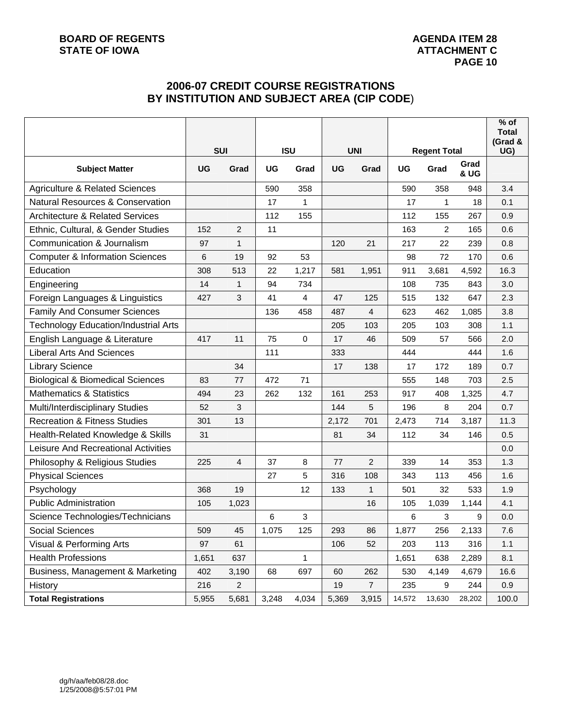BOARD OF REGENTS
STATE OF IOWA

AGENDA ITEM 28
ATTACHMENT C
PAGE 10

## 2006-07 CREDIT COURSE REGISTRATIONS BY INSTITUTION AND SUBJECT AREA (CIP CODE)

| | SUI | | ISU | | UNI | | Regent Total | | | % of Total (Grad & UG) |
|---|---|---|---|---|---|---|---|---|---|---|
| Subject Matter | UG | Grad | UG | Grad | UG | Grad | UG | Grad | Grad & UG | |
| Agriculture & Related Sciences | | | 590 | 358 | | | 590 | 358 | 948 | 3.4 |
| Natural Resources & Conservation | | | 17 | 1 | | | 17 | 1 | 18 | 0.1 |
| Architecture & Related Services | | | 112 | 155 | | | 112 | 155 | 267 | 0.9 |
| Ethnic, Cultural, & Gender Studies | 152 | 2 | 11 | | | | 163 | 2 | 165 | 0.6 |
| Communication & Journalism | 97 | 1 | | | 120 | 21 | 217 | 22 | 239 | 0.8 |
| Computer & Information Sciences | 6 | 19 | 92 | 53 | | | 98 | 72 | 170 | 0.6 |
| Education | 308 | 513 | 22 | 1,217 | 581 | 1,951 | 911 | 3,681 | 4,592 | 16.3 |
| Engineering | 14 | 1 | 94 | 734 | | | 108 | 735 | 843 | 3.0 |
| Foreign Languages & Linguistics | 427 | 3 | 41 | 4 | 47 | 125 | 515 | 132 | 647 | 2.3 |
| Family And Consumer Sciences | | | 136 | 458 | 487 | 4 | 623 | 462 | 1,085 | 3.8 |
| Technology Education/Industrial Arts | | | | | 205 | 103 | 205 | 103 | 308 | 1.1 |
| English Language & Literature | 417 | 11 | 75 | 0 | 17 | 46 | 509 | 57 | 566 | 2.0 |
| Liberal Arts And Sciences | | | 111 | | 333 | | 444 | | 444 | 1.6 |
| Library Science | | 34 | | | 17 | 138 | 17 | 172 | 189 | 0.7 |
| Biological & Biomedical Sciences | 83 | 77 | 472 | 71 | | | 555 | 148 | 703 | 2.5 |
| Mathematics & Statistics | 494 | 23 | 262 | 132 | 161 | 253 | 917 | 408 | 1,325 | 4.7 |
| Multi/Interdisciplinary Studies | 52 | 3 | | | 144 | 5 | 196 | 8 | 204 | 0.7 |
| Recreation & Fitness Studies | 301 | 13 | | | 2,172 | 701 | 2,473 | 714 | 3,187 | 11.3 |
| Health-Related Knowledge & Skills | 31 | | | | 81 | 34 | 112 | 34 | 146 | 0.5 |
| Leisure And Recreational Activities | | | | | | | | | | 0.0 |
| Philosophy & Religious Studies | 225 | 4 | 37 | 8 | 77 | 2 | 339 | 14 | 353 | 1.3 |
| Physical Sciences | | | 27 | 5 | 316 | 108 | 343 | 113 | 456 | 1.6 |
| Psychology | 368 | 19 | | 12 | 133 | 1 | 501 | 32 | 533 | 1.9 |
| Public Administration | 105 | 1,023 | | | | 16 | 105 | 1,039 | 1,144 | 4.1 |
| Science Technologies/Technicians | | | 6 | 3 | | | 6 | 3 | 9 | 0.0 |
| Social Sciences | 509 | 45 | 1,075 | 125 | 293 | 86 | 1,877 | 256 | 2,133 | 7.6 |
| Visual & Performing Arts | 97 | 61 | | | 106 | 52 | 203 | 113 | 316 | 1.1 |
| Health Professions | 1,651 | 637 | | 1 | | | 1,651 | 638 | 2,289 | 8.1 |
| Business, Management & Marketing | 402 | 3,190 | 68 | 697 | 60 | 262 | 530 | 4,149 | 4,679 | 16.6 |
| History | 216 | 2 | | | 19 | 7 | 235 | 9 | 244 | 0.9 |
| **Total Registrations** | 5,955 | 5,681 | 3,248 | 4,034 | 5,369 | 3,915 | 14,572 | 13,630 | 28,202 | 100.0 |

dg/h/aa/feb08/28.doc
1/25/2008@5:57:01 PM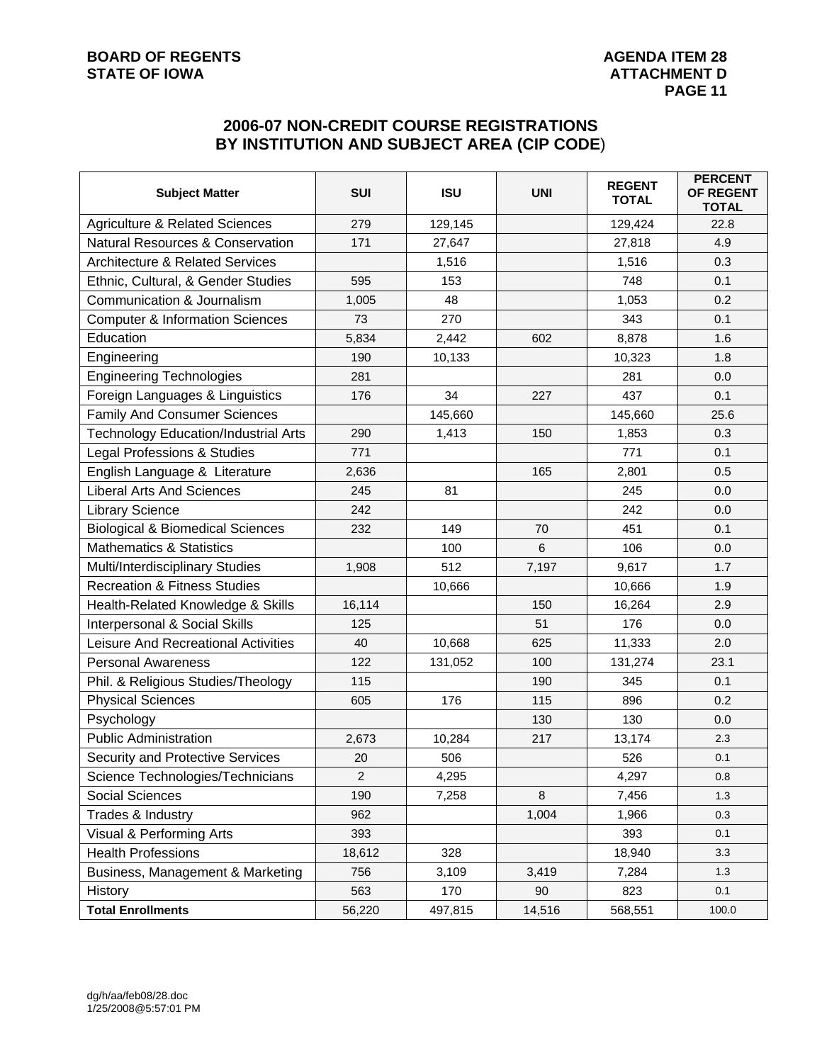## 2006-07 NON-CREDIT COURSE REGISTRATIONS BY INSTITUTION AND SUBJECT AREA (CIP CODE)

| Subject Matter | SUI | ISU | UNI | REGENT TOTAL | PERCENT OF REGENT TOTAL |
|---|---|---|---|---|---|
| Agriculture & Related Sciences | 279 | 129,145 | | 129,424 | 22.8 |
| Natural Resources & Conservation | 171 | 27,647 | | 27,818 | 4.9 |
| Architecture & Related Services | | 1,516 | | 1,516 | 0.3 |
| Ethnic, Cultural, & Gender Studies | 595 | 153 | | 748 | 0.1 |
| Communication & Journalism | 1,005 | 48 | | 1,053 | 0.2 |
| Computer & Information Sciences | 73 | 270 | | 343 | 0.1 |
| Education | 5,834 | 2,442 | 602 | 8,878 | 1.6 |
| Engineering | 190 | 10,133 | | 10,323 | 1.8 |
| Engineering Technologies | 281 | | | 281 | 0.0 |
| Foreign Languages & Linguistics | 176 | 34 | 227 | 437 | 0.1 |
| Family And Consumer Sciences | | 145,660 | | 145,660 | 25.6 |
| Technology Education/Industrial Arts | 290 | 1,413 | 150 | 1,853 | 0.3 |
| Legal Professions & Studies | 771 | | | 771 | 0.1 |
| English Language & Literature | 2,636 | | 165 | 2,801 | 0.5 |
| Liberal Arts And Sciences | 245 | 81 | | 245 | 0.0 |
| Library Science | 242 | | | 242 | 0.0 |
| Biological & Biomedical Sciences | 232 | 149 | 70 | 451 | 0.1 |
| Mathematics & Statistics | | 100 | 6 | 106 | 0.0 |
| Multi/Interdisciplinary Studies | 1,908 | 512 | 7,197 | 9,617 | 1.7 |
| Recreation & Fitness Studies | | 10,666 | | 10,666 | 1.9 |
| Health-Related Knowledge & Skills | 16,114 | | 150 | 16,264 | 2.9 |
| Interpersonal & Social Skills | 125 | | 51 | 176 | 0.0 |
| Leisure And Recreational Activities | 40 | 10,668 | 625 | 11,333 | 2.0 |
| Personal Awareness | 122 | 131,052 | 100 | 131,274 | 23.1 |
| Phil. & Religious Studies/Theology | 115 | | 190 | 345 | 0.1 |
| Physical Sciences | 605 | 176 | 115 | 896 | 0.2 |
| Psychology | | | 130 | 130 | 0.0 |
| Public Administration | 2,673 | 10,284 | 217 | 13,174 | 2.3 |
| Security and Protective Services | 20 | 506 | | 526 | 0.1 |
| Science Technologies/Technicians | 2 | 4,295 | | 4,297 | 0.8 |
| Social Sciences | 190 | 7,258 | 8 | 7,456 | 1.3 |
| Trades & Industry | 962 | | 1,004 | 1,966 | 0.3 |
| Visual & Performing Arts | 393 | | | 393 | 0.1 |
| Health Professions | 18,612 | 328 | | 18,940 | 3.3 |
| Business, Management & Marketing | 756 | 3,109 | 3,419 | 7,284 | 1.3 |
| History | 563 | 170 | 90 | 823 | 0.1 |
| **Total Enrollments** | 56,220 | 497,815 | 14,516 | 568,551 | 100.0 |

dg/h/aa/feb08/28.doc
1/25/2008@5:57:01 PM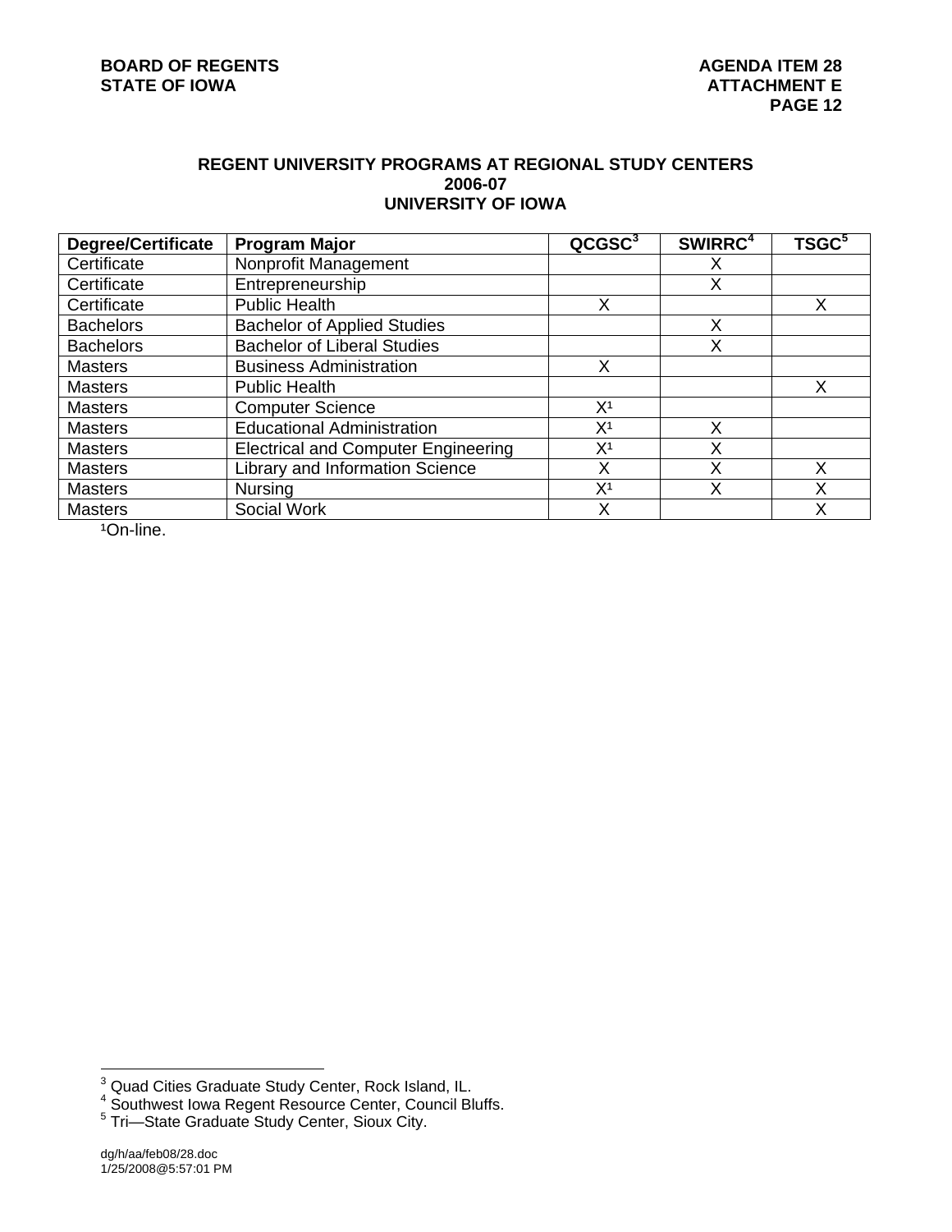# REGENT UNIVERSITY PROGRAMS AT REGIONAL STUDY CENTERS
## 2006-07
## UNIVERSITY OF IOWA

| Degree/Certificate | Program Major | QCGSC[3] | SWIRRC[4] | TSGC[5] |
|---|---|---|---|---|
| Certificate | Nonprofit Management | | X | |
| Certificate | Entrepreneurship | | X | |
| Certificate | Public Health | X | | X |
| Bachelors | Bachelor of Applied Studies | | X | |
| Bachelors | Bachelor of Liberal Studies | | X | |
| Masters | Business Administration | X | | |
| Masters | Public Health | | | X |
| Masters | Computer Science | X[1] | | |
| Masters | Educational Administration | X[1] | X | |
| Masters | Electrical and Computer Engineering | X[1] | X | |
| Masters | Library and Information Science | X | X | X |
| Masters | Nursing | X[1] | X | X |
| Masters | Social Work | X | | X |

[1]On-line.

[3] Quad Cities Graduate Study Center, Rock Island, IL.
[4] Southwest Iowa Regent Resource Center, Council Bluffs.
[5] Tri—State Graduate Study Center, Sioux City.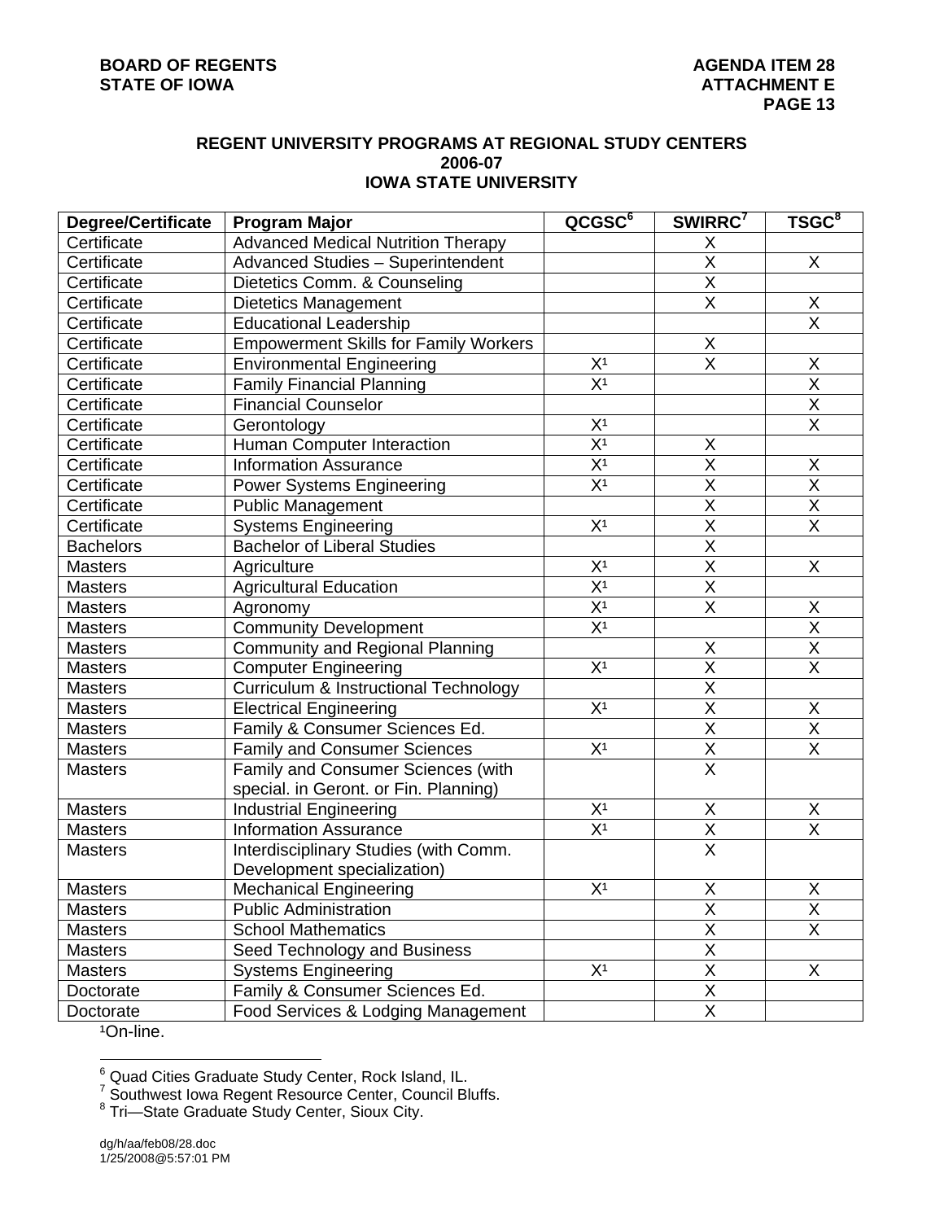BOARD OF REGENTS
STATE OF IOWA

AGENDA ITEM 28
ATTACHMENT E
PAGE 13

## REGENT UNIVERSITY PROGRAMS AT REGIONAL STUDY CENTERS 2006-07 IOWA STATE UNIVERSITY

| Degree/Certificate | Program Major | QCGSC[6] | SWIRRC[7] | TSGC[8] |
|---|---|---|---|---|
| Certificate | Advanced Medical Nutrition Therapy | | X | |
| Certificate | Advanced Studies – Superintendent | | X | X |
| Certificate | Dietetics Comm. & Counseling | | X | |
| Certificate | Dietetics Management | | X | X |
| Certificate | Educational Leadership | | | X |
| Certificate | Empowerment Skills for Family Workers | | X | |
| Certificate | Environmental Engineering | X[1] | X | X |
| Certificate | Family Financial Planning | X[1] | | X |
| Certificate | Financial Counselor | | | X |
| Certificate | Gerontology | X[1] | | X |
| Certificate | Human Computer Interaction | X[1] | X | |
| Certificate | Information Assurance | X[1] | X | X |
| Certificate | Power Systems Engineering | X[1] | X | X |
| Certificate | Public Management | | X | X |
| Certificate | Systems Engineering | X[1] | X | X |
| Bachelors | Bachelor of Liberal Studies | | X | |
| Masters | Agriculture | X[1] | X | X |
| Masters | Agricultural Education | X[1] | X | |
| Masters | Agronomy | X[1] | X | X |
| Masters | Community Development | X[1] | | X |
| Masters | Community and Regional Planning | | X | X |
| Masters | Computer Engineering | X[1] | X | X |
| Masters | Curriculum & Instructional Technology | | X | |
| Masters | Electrical Engineering | X[1] | X | X |
| Masters | Family & Consumer Sciences Ed. | | X | X |
| Masters | Family and Consumer Sciences | X[1] | X | X |
| Masters | Family and Consumer Sciences (with special. in Geront. or Fin. Planning) | | X | |
| Masters | Industrial Engineering | X[1] | X | X |
| Masters | Information Assurance | X[1] | X | X |
| Masters | Interdisciplinary Studies (with Comm. Development specialization) | | X | |
| Masters | Mechanical Engineering | X[1] | X | X |
| Masters | Public Administration | | X | X |
| Masters | School Mathematics | | X | X |
| Masters | Seed Technology and Business | | X | |
| Masters | Systems Engineering | X[1] | X | X |
| Doctorate | Family & Consumer Sciences Ed. | | X | |
| Doctorate | Food Services & Lodging Management | | X | |

[1]On-line.

[6] Quad Cities Graduate Study Center, Rock Island, IL.
[7] Southwest Iowa Regent Resource Center, Council Bluffs.
[8] Tri—State Graduate Study Center, Sioux City.

dg/h/aa/feb08/28.doc
1/25/2008@5:57:01 PM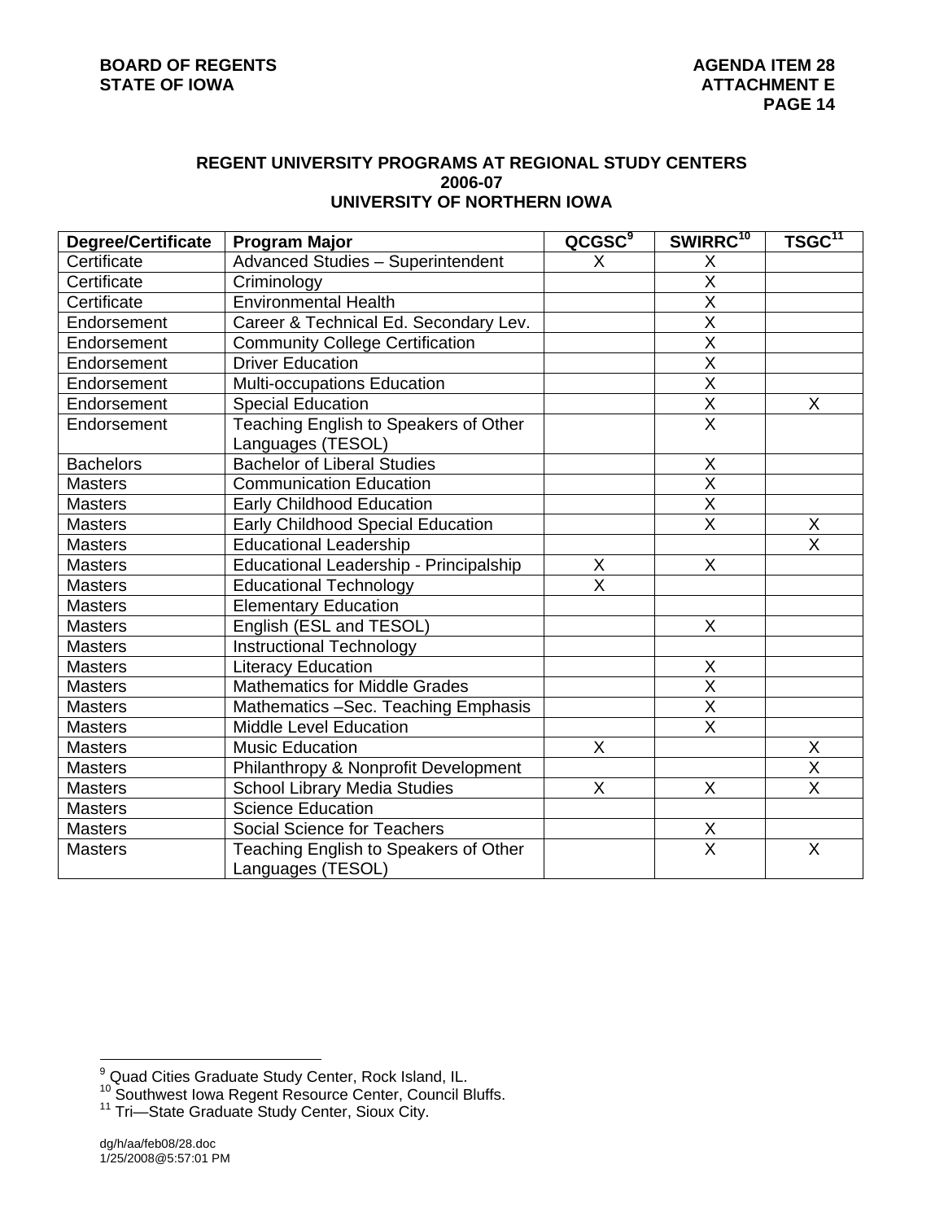## REGENT UNIVERSITY PROGRAMS AT REGIONAL STUDY CENTERS
## 2006-07
## UNIVERSITY OF NORTHERN IOWA

| Degree/Certificate | Program Major | QCGSC[9] | SWIRRC[10] | TSGC[11] |
|---|---|---|---|---|
| Certificate | Advanced Studies – Superintendent | X | X | |
| Certificate | Criminology | | X | |
| Certificate | Environmental Health | | X | |
| Endorsement | Career & Technical Ed. Secondary Lev. | | X | |
| Endorsement | Community College Certification | | X | |
| Endorsement | Driver Education | | X | |
| Endorsement | Multi-occupations Education | | X | |
| Endorsement | Special Education | | X | X |
| Endorsement | Teaching English to Speakers of Other Languages (TESOL) | | X | |
| Bachelors | Bachelor of Liberal Studies | | X | |
| Masters | Communication Education | | X | |
| Masters | Early Childhood Education | | X | |
| Masters | Early Childhood Special Education | | X | X |
| Masters | Educational Leadership | | | X |
| Masters | Educational Leadership - Principalship | X | X | |
| Masters | Educational Technology | X | | |
| Masters | Elementary Education | | | |
| Masters | English (ESL and TESOL) | | X | |
| Masters | Instructional Technology | | | |
| Masters | Literacy Education | | X | |
| Masters | Mathematics for Middle Grades | | X | |
| Masters | Mathematics –Sec. Teaching Emphasis | | X | |
| Masters | Middle Level Education | | X | |
| Masters | Music Education | X | | X |
| Masters | Philanthropy & Nonprofit Development | | | X |
| Masters | School Library Media Studies | X | X | X |
| Masters | Science Education | | | |
| Masters | Social Science for Teachers | | X | |
| Masters | Teaching English to Speakers of Other Languages (TESOL) | | X | X |

[9] Quad Cities Graduate Study Center, Rock Island, IL.
[10] Southwest Iowa Regent Resource Center, Council Bluffs.
[11] Tri—State Graduate Study Center, Sioux City.

dg/h/aa/feb08/28.doc
1/25/2008@5:57:01 PM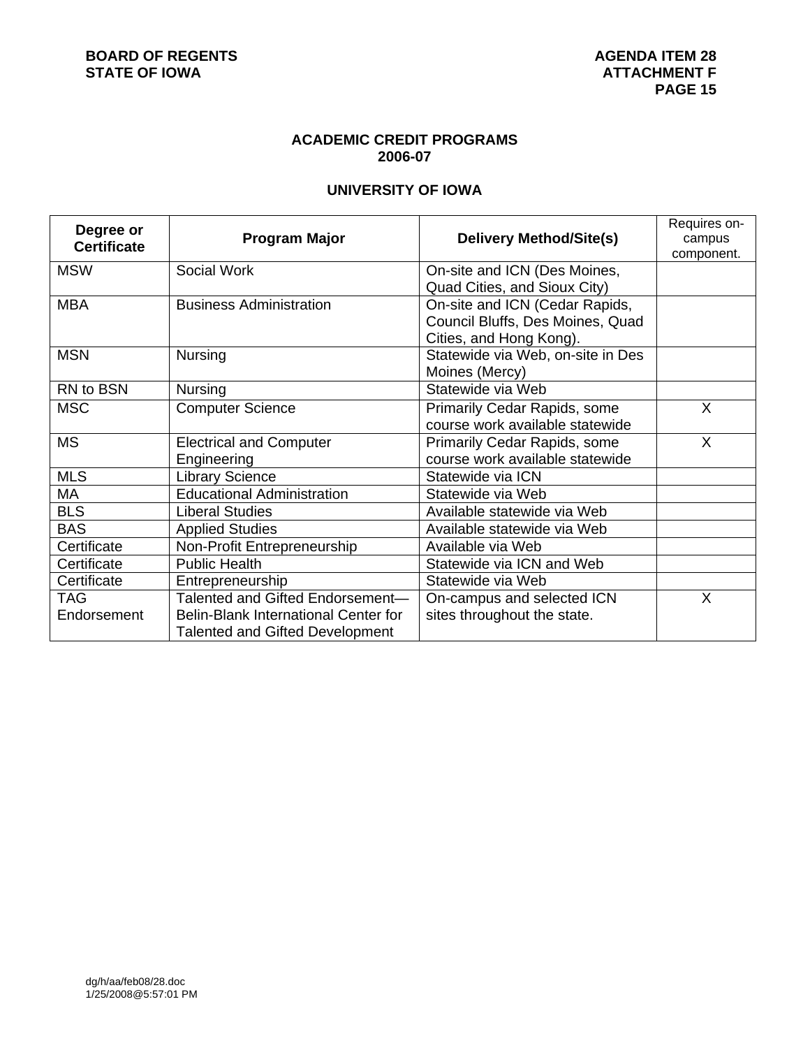## ACADEMIC CREDIT PROGRAMS
## 2006-07

### UNIVERSITY OF IOWA

| Degree or Certificate | Program Major | Delivery Method/Site(s) | Requires on-campus component. |
|---|---|---|---|
| MSW | Social Work | On-site and ICN (Des Moines, Quad Cities, and Sioux City) | |
| MBA | Business Administration | On-site and ICN (Cedar Rapids, Council Bluffs, Des Moines, Quad Cities, and Hong Kong). | |
| MSN | Nursing | Statewide via Web, on-site in Des Moines (Mercy) | |
| RN to BSN | Nursing | Statewide via Web | |
| MSC | Computer Science | Primarily Cedar Rapids, some course work available statewide | X |
| MS | Electrical and Computer Engineering | Primarily Cedar Rapids, some course work available statewide | X |
| MLS | Library Science | Statewide via ICN | |
| MA | Educational Administration | Statewide via Web | |
| BLS | Liberal Studies | Available statewide via Web | |
| BAS | Applied Studies | Available statewide via Web | |
| Certificate | Non-Profit Entrepreneurship | Available via Web | |
| Certificate | Public Health | Statewide via ICN and Web | |
| Certificate | Entrepreneurship | Statewide via Web | |
| TAG Endorsement | Talented and Gifted Endorsement—Belin-Blank International Center for Talented and Gifted Development | On-campus and selected ICN sites throughout the state. | X |

dg/h/aa/feb08/28.doc
1/25/2008@5:57:01 PM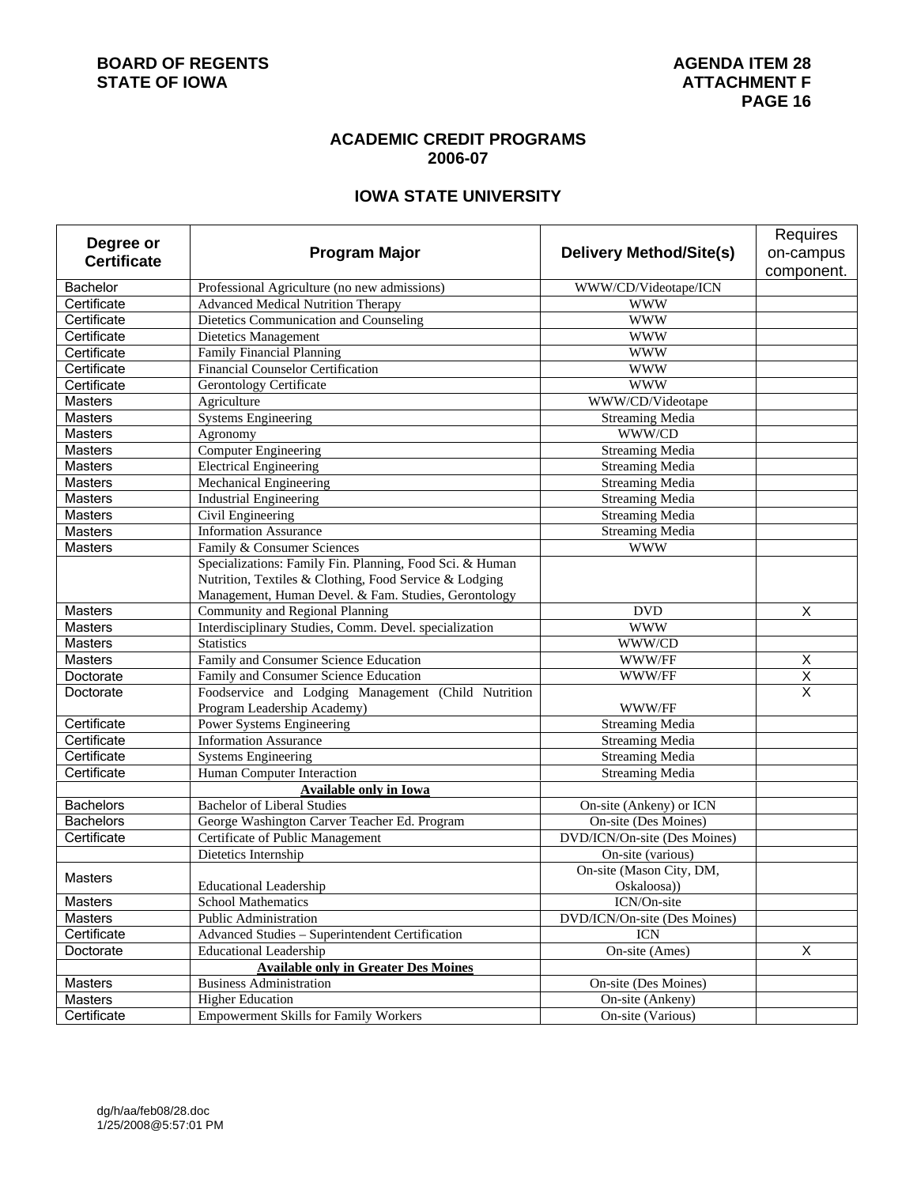**BOARD OF REGENTS**
**STATE OF IOWA**

**AGENDA ITEM 28**
**ATTACHMENT F**
**PAGE 16**

## ACADEMIC CREDIT PROGRAMS
## 2006-07

## IOWA STATE UNIVERSITY

| Degree or Certificate | Program Major | Delivery Method/Site(s) | Requires on-campus component. |
|---|---|---|---|
| Bachelor | Professional Agriculture (no new admissions) | WWW/CD/Videotape/ICN | |
| Certificate | Advanced Medical Nutrition Therapy | WWW | |
| Certificate | Dietetics Communication and Counseling | WWW | |
| Certificate | Dietetics Management | WWW | |
| Certificate | Family Financial Planning | WWW | |
| Certificate | Financial Counselor Certification | WWW | |
| Certificate | Gerontology Certificate | WWW | |
| Masters | Agriculture | WWW/CD/Videotape | |
| Masters | Systems Engineering | Streaming Media | |
| Masters | Agronomy | WWW/CD | |
| Masters | Computer Engineering | Streaming Media | |
| Masters | Electrical Engineering | Streaming Media | |
| Masters | Mechanical Engineering | Streaming Media | |
| Masters | Industrial Engineering | Streaming Media | |
| Masters | Civil Engineering | Streaming Media | |
| Masters | Information Assurance | Streaming Media | |
| Masters | Family & Consumer Sciences | WWW | |
| | Specializations: Family Fin. Planning, Food Sci. & Human Nutrition, Textiles & Clothing, Food Service & Lodging Management, Human Devel. & Fam. Studies, Gerontology | | |
| Masters | Community and Regional Planning | DVD | X |
| Masters | Interdisciplinary Studies, Comm. Devel. specialization | WWW | |
| Masters | Statistics | WWW/CD | |
| Masters | Family and Consumer Science Education | WWW/FF | X |
| Doctorate | Family and Consumer Science Education | WWW/FF | X |
| Doctorate | Foodservice and Lodging Management (Child Nutrition Program Leadership Academy) | WWW/FF | X |
| Certificate | Power Systems Engineering | Streaming Media | |
| Certificate | Information Assurance | Streaming Media | |
| Certificate | Systems Engineering | Streaming Media | |
| Certificate | Human Computer Interaction | Streaming Media | |
| | **Available only in Iowa** | | |
| Bachelors | Bachelor of Liberal Studies | On-site (Ankeny) or ICN | |
| Bachelors | George Washington Carver Teacher Ed. Program | On-site (Des Moines) | |
| Certificate | Certificate of Public Management | DVD/ICN/On-site (Des Moines) | |
| | Dietetics Internship | On-site (various) | |
| Masters | Educational Leadership | On-site (Mason City, DM, Oskaloosa)) | |
| Masters | School Mathematics | ICN/On-site | |
| Masters | Public Administration | DVD/ICN/On-site (Des Moines) | |
| Certificate | Advanced Studies – Superintendent Certification | ICN | |
| Doctorate | Educational Leadership | On-site (Ames) | X |
| | **Available only in Greater Des Moines** | | |
| Masters | Business Administration | On-site (Des Moines) | |
| Masters | Higher Education | On-site (Ankeny) | |
| Certificate | Empowerment Skills for Family Workers | On-site (Various) | |

dg/h/aa/feb08/28.doc
1/25/2008@5:57:01 PM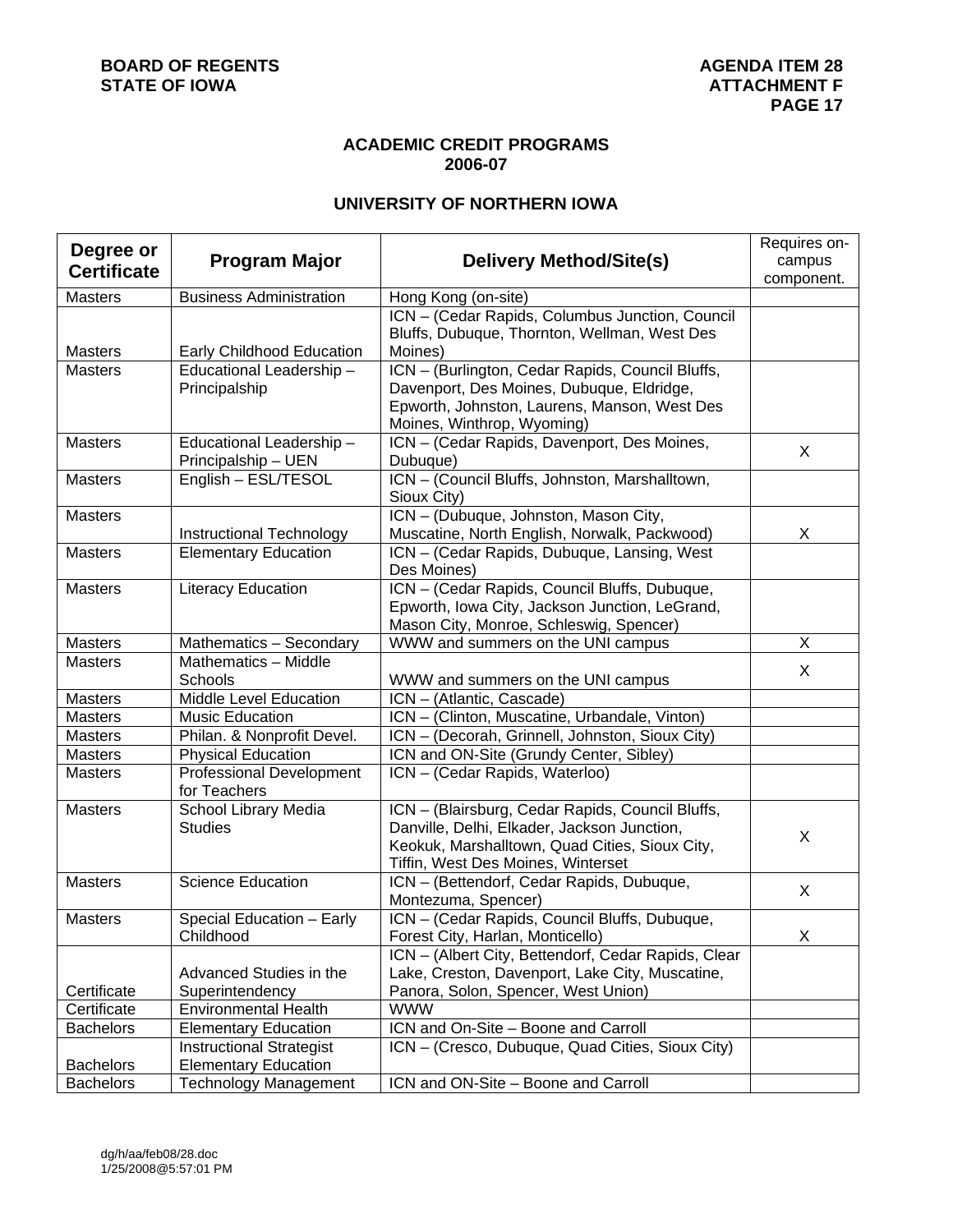**BOARD OF REGENTS**
**STATE OF IOWA**

**AGENDA ITEM 28**
**ATTACHMENT F**
**PAGE 17**

## ACADEMIC CREDIT PROGRAMS
## 2006-07

### UNIVERSITY OF NORTHERN IOWA

| Degree or Certificate | Program Major | Delivery Method/Site(s) | Requires on-campus component. |
|---|---|---|---|
| Masters | Business Administration | Hong Kong (on-site) | |
| Masters | Early Childhood Education | ICN – (Cedar Rapids, Columbus Junction, Council Bluffs, Dubuque, Thornton, Wellman, West Des Moines) | |
| Masters | Educational Leadership – Principalship | ICN – (Burlington, Cedar Rapids, Council Bluffs, Davenport, Des Moines, Dubuque, Eldridge, Epworth, Johnston, Laurens, Manson, West Des Moines, Winthrop, Wyoming) | |
| Masters | Educational Leadership – Principalship – UEN | ICN – (Cedar Rapids, Davenport, Des Moines, Dubuque) | X |
| Masters | English – ESL/TESOL | ICN – (Council Bluffs, Johnston, Marshalltown, Sioux City) | |
| Masters | Instructional Technology | ICN – (Dubuque, Johnston, Mason City, Muscatine, North English, Norwalk, Packwood) | X |
| Masters | Elementary Education | ICN – (Cedar Rapids, Dubuque, Lansing, West Des Moines) | |
| Masters | Literacy Education | ICN – (Cedar Rapids, Council Bluffs, Dubuque, Epworth, Iowa City, Jackson Junction, LeGrand, Mason City, Monroe, Schleswig, Spencer) | |
| Masters | Mathematics – Secondary | WWW and summers on the UNI campus | X |
| Masters | Mathematics – Middle Schools | WWW and summers on the UNI campus | X |
| Masters | Middle Level Education | ICN – (Atlantic, Cascade) | |
| Masters | Music Education | ICN – (Clinton, Muscatine, Urbandale, Vinton) | |
| Masters | Philan. & Nonprofit Devel. | ICN – (Decorah, Grinnell, Johnston, Sioux City) | |
| Masters | Physical Education | ICN and ON-Site (Grundy Center, Sibley) | |
| Masters | Professional Development for Teachers | ICN – (Cedar Rapids, Waterloo) | |
| Masters | School Library Media Studies | ICN – (Blairsburg, Cedar Rapids, Council Bluffs, Danville, Delhi, Elkader, Jackson Junction, Keokuk, Marshalltown, Quad Cities, Sioux City, Tiffin, West Des Moines, Winterset | X |
| Masters | Science Education | ICN – (Bettendorf, Cedar Rapids, Dubuque, Montezuma, Spencer) | X |
| Masters | Special Education – Early Childhood | ICN – (Cedar Rapids, Council Bluffs, Dubuque, Forest City, Harlan, Monticello) | X |
| Certificate | Advanced Studies in the Superintendency | ICN – (Albert City, Bettendorf, Cedar Rapids, Clear Lake, Creston, Davenport, Lake City, Muscatine, Panora, Solon, Spencer, West Union) | |
| Certificate | Environmental Health | WWW | |
| Bachelors | Elementary Education | ICN and On-Site – Boone and Carroll | |
| Bachelors | Instructional Strategist Elementary Education | ICN – (Cresco, Dubuque, Quad Cities, Sioux City) | |
| Bachelors | Technology Management | ICN and ON-Site – Boone and Carroll | |

dg/h/aa/feb08/28.doc
1/25/2008@5:57:01 PM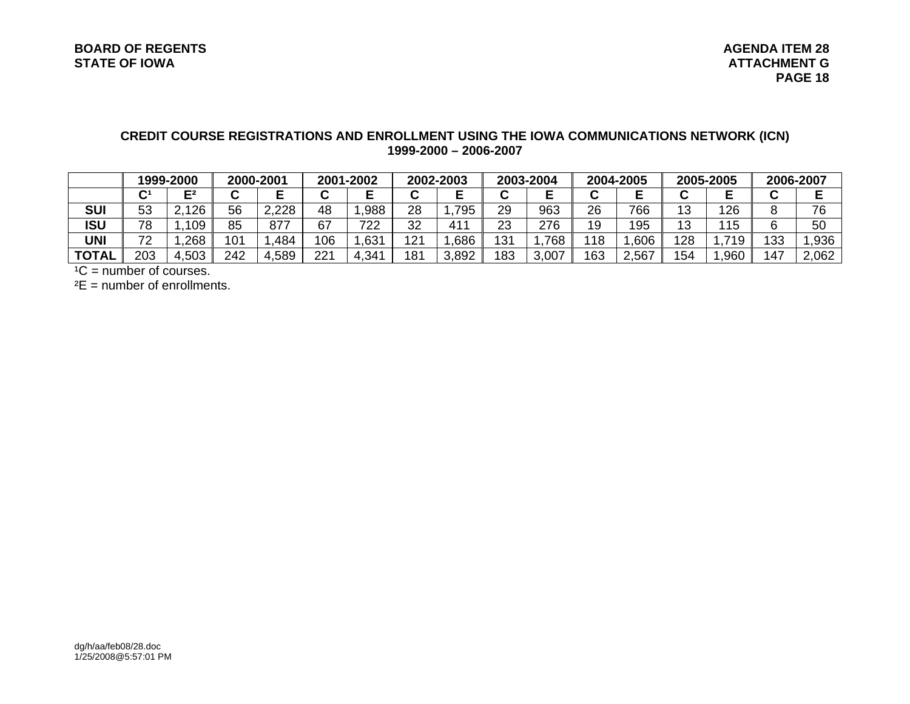**BOARD OF REGENTS**
**STATE OF IOWA**

**AGENDA ITEM 28**
**ATTACHMENT G**

### CREDIT COURSE REGISTRATIONS AND ENROLLMENT USING THE IOWA COMMUNICATIONS NETWORK (ICN) 1999-2000 – 2006-2007

| | 1999-2000 | | 2000-2001 | | 2001-2002 | | 2002-2003 | | 2003-2004 | | 2004-2005 | | 2005-2005 | | 2006-2007 | |
|---|---|---|---|---|---|---|---|---|---|---|---|---|---|---|---|---|
| | C[1] | E[2] | C | E | C | E | C | E | C | E | C | E | C | E | C | E |
| **SUI** | 53 | 2,126 | 56 | 2,228 | 48 | 1,988 | 28 | 1,795 | 29 | 963 | 26 | 766 | 13 | 126 | 8 | 76 |
| **ISU** | 78 | 1,109 | 85 | 877 | 67 | 722 | 32 | 411 | 23 | 276 | 19 | 195 | 13 | 115 | 6 | 50 |
| **UNI** | 72 | 1,268 | 101 | 1,484 | 106 | 1,631 | 121 | 1,686 | 131 | 1,768 | 118 | 1,606 | 128 | 1,719 | 133 | 1,936 |
| **TOTAL** | 203 | 4,503 | 242 | 4,589 | 221 | 4,341 | 181 | 3,892 | 183 | 3,007 | 163 | 2,567 | 154 | 1,960 | 147 | 2,062 |

[1]C = number of courses.
[2]E = number of enrollments.

dg/h/aa/feb08/28.doc
1/25/2008@5:57:01 PM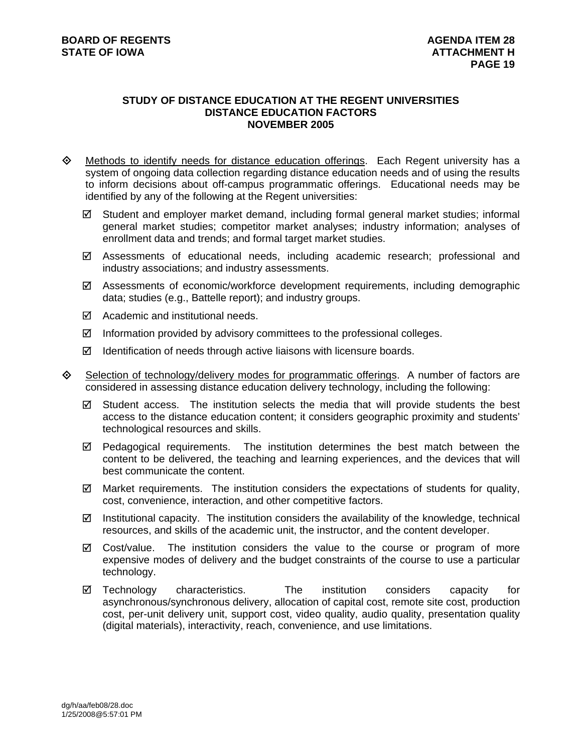### STUDY OF DISTANCE EDUCATION AT THE REGENT UNIVERSITIES
### DISTANCE EDUCATION FACTORS
### NOVEMBER 2005

- Methods to identify needs for distance education offerings. Each Regent university has a system of ongoing data collection regarding distance education needs and of using the results to inform decisions about off-campus programmatic offerings. Educational needs may be identified by any of the following at the Regent universities:
  - ☑ Student and employer market demand, including formal general market studies; informal general market studies; competitor market analyses; industry information; analyses of enrollment data and trends; and formal target market studies.
  - ☑ Assessments of educational needs, including academic research; professional and industry associations; and industry assessments.
  - ☑ Assessments of economic/workforce development requirements, including demographic data; studies (e.g., Battelle report); and industry groups.
  - ☑ Academic and institutional needs.
  - ☑ Information provided by advisory committees to the professional colleges.
  - ☑ Identification of needs through active liaisons with licensure boards.

- Selection of technology/delivery modes for programmatic offerings. A number of factors are considered in assessing distance education delivery technology, including the following:
  - ☑ Student access. The institution selects the media that will provide students the best access to the distance education content; it considers geographic proximity and students' technological resources and skills.
  - ☑ Pedagogical requirements. The institution determines the best match between the content to be delivered, the teaching and learning experiences, and the devices that will best communicate the content.
  - ☑ Market requirements. The institution considers the expectations of students for quality, cost, convenience, interaction, and other competitive factors.
  - ☑ Institutional capacity. The institution considers the availability of the knowledge, technical resources, and skills of the academic unit, the instructor, and the content developer.
  - ☑ Cost/value. The institution considers the value to the course or program of more expensive modes of delivery and the budget constraints of the course to use a particular technology.
  - ☑ Technology characteristics. The institution considers capacity for asynchronous/synchronous delivery, allocation of capital cost, remote site cost, production cost, per-unit delivery unit, support cost, video quality, audio quality, presentation quality (digital materials), interactivity, reach, convenience, and use limitations.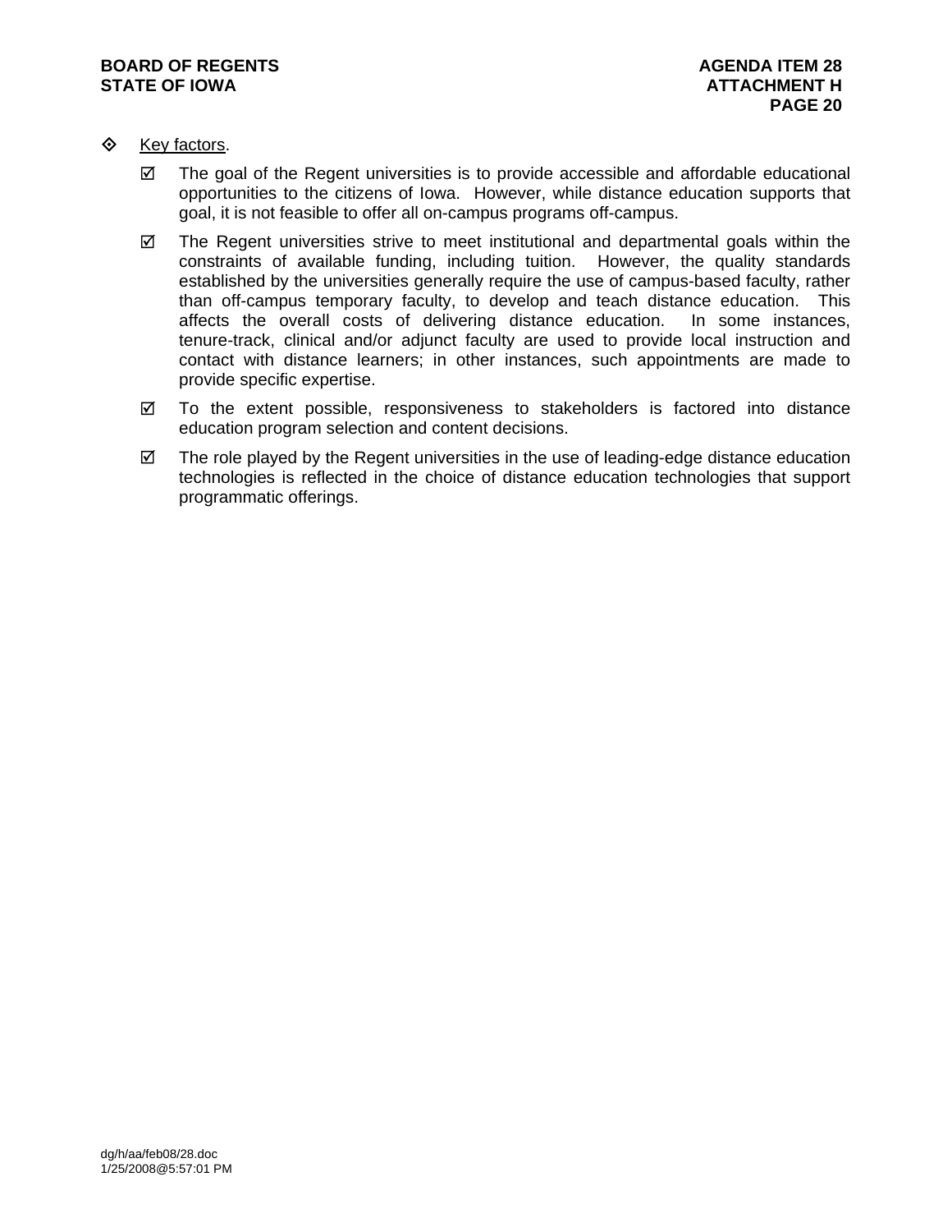- Key factors.

  - ☑ The goal of the Regent universities is to provide accessible and affordable educational opportunities to the citizens of Iowa. However, while distance education supports that goal, it is not feasible to offer all on-campus programs off-campus.

  - ☑ The Regent universities strive to meet institutional and departmental goals within the constraints of available funding, including tuition. However, the quality standards established by the universities generally require the use of campus-based faculty, rather than off-campus temporary faculty, to develop and teach distance education. This affects the overall costs of delivering distance education. In some instances, tenure-track, clinical and/or adjunct faculty are used to provide local instruction and contact with distance learners; in other instances, such appointments are made to provide specific expertise.

  - ☑ To the extent possible, responsiveness to stakeholders is factored into distance education program selection and content decisions.

  - ☑ The role played by the Regent universities in the use of leading-edge distance education technologies is reflected in the choice of distance education technologies that support programmatic offerings.

dg/h/aa/feb08/28.doc
1/25/2008@5:57:01 PM